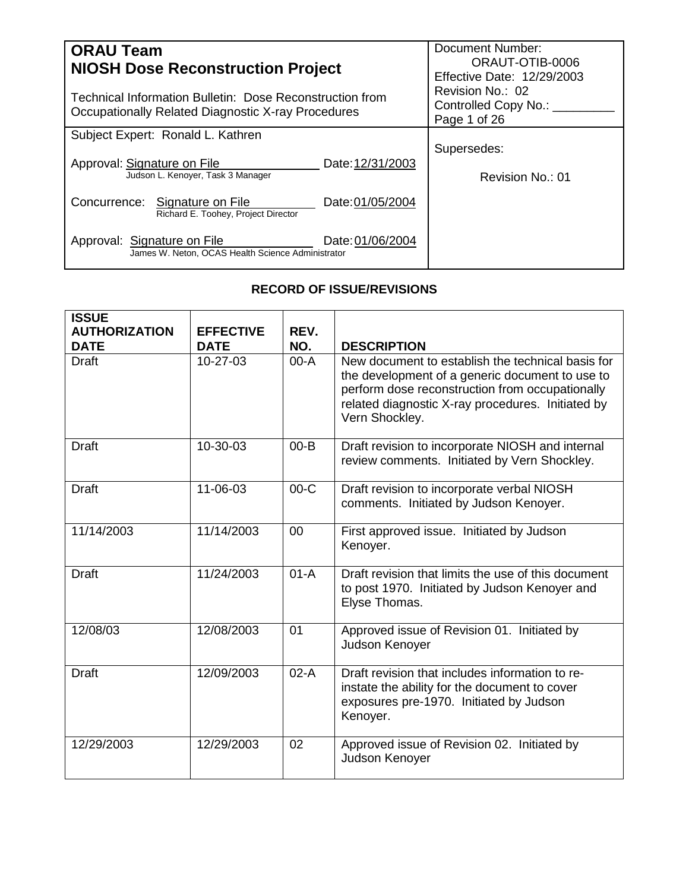| **ORAU Team**<br>**NIOSH Dose Reconstruction Project**<br><br>Technical Information Bulletin: Dose Reconstruction from Occupationally Related Diagnostic X-ray Procedures | Document Number: ORAUT-OTIB-0006<br>Effective Date: 12/29/2003<br>Revision No.: 02<br>Controlled Copy No.: _________<br>Page 1 of 26 |
|---|---|
| Subject Expert: Ronald L. Kathren<br><br>Approval: Signature on File Date: 12/31/2003<br>Judson L. Kenoyer, Task 3 Manager<br><br>Concurrence: Signature on File Date: 01/05/2004<br>Richard E. Toohey, Project Director<br><br>Approval: Signature on File Date: 01/06/2004<br>James W. Neton, OCAS Health Science Administrator | Supersedes:<br><br>Revision No.: 01 |

## RECORD OF ISSUE/REVISIONS

| ISSUE AUTHORIZATION DATE | EFFECTIVE DATE | REV. NO. | DESCRIPTION |
|---|---|---|---|
| Draft | 10-27-03 | 00-A | New document to establish the technical basis for the development of a generic document to use to perform dose reconstruction from occupationally related diagnostic X-ray procedures. Initiated by Vern Shockley. |
| Draft | 10-30-03 | 00-B | Draft revision to incorporate NIOSH and internal review comments. Initiated by Vern Shockley. |
| Draft | 11-06-03 | 00-C | Draft revision to incorporate verbal NIOSH comments. Initiated by Judson Kenoyer. |
| 11/14/2003 | 11/14/2003 | 00 | First approved issue. Initiated by Judson Kenoyer. |
| Draft | 11/24/2003 | 01-A | Draft revision that limits the use of this document to post 1970. Initiated by Judson Kenoyer and Elyse Thomas. |
| 12/08/03 | 12/08/2003 | 01 | Approved issue of Revision 01. Initiated by Judson Kenoyer |
| Draft | 12/09/2003 | 02-A | Draft revision that includes information to re-instate the ability for the document to cover exposures pre-1970. Initiated by Judson Kenoyer. |
| 12/29/2003 | 12/29/2003 | 02 | Approved issue of Revision 02. Initiated by Judson Kenoyer |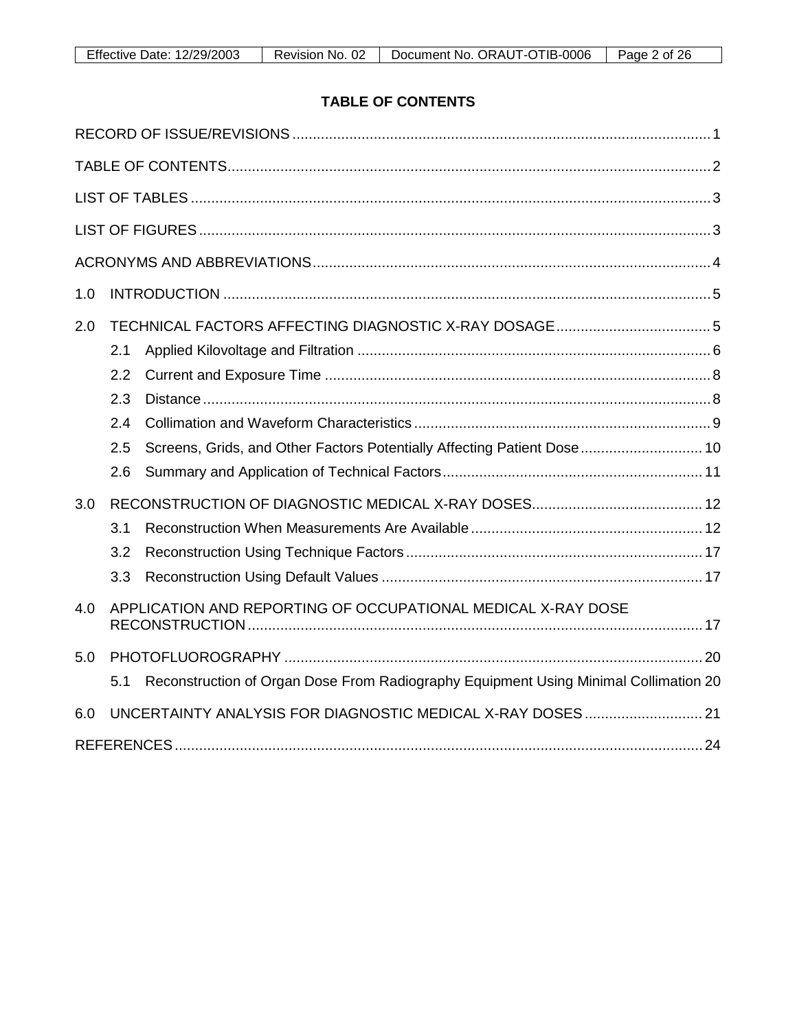**TABLE OF CONTENTS**

RECORD OF ISSUE/REVISIONS .......... 1

TABLE OF CONTENTS .......... 2

LIST OF TABLES .......... 3

LIST OF FIGURES .......... 3

ACRONYMS AND ABBREVIATIONS .......... 4

1.0 INTRODUCTION .......... 5

2.0 TECHNICAL FACTORS AFFECTING DIAGNOSTIC X-RAY DOSAGE .......... 5
- 2.1 Applied Kilovoltage and Filtration .......... 6
- 2.2 Current and Exposure Time .......... 8
- 2.3 Distance .......... 8
- 2.4 Collimation and Waveform Characteristics .......... 9
- 2.5 Screens, Grids, and Other Factors Potentially Affecting Patient Dose .......... 10
- 2.6 Summary and Application of Technical Factors .......... 11

3.0 RECONSTRUCTION OF DIAGNOSTIC MEDICAL X-RAY DOSES .......... 12
- 3.1 Reconstruction When Measurements Are Available .......... 12
- 3.2 Reconstruction Using Technique Factors .......... 17
- 3.3 Reconstruction Using Default Values .......... 17

4.0 APPLICATION AND REPORTING OF OCCUPATIONAL MEDICAL X-RAY DOSE RECONSTRUCTION .......... 17

5.0 PHOTOFLUOROGRAPHY .......... 20
- 5.1 Reconstruction of Organ Dose From Radiography Equipment Using Minimal Collimation 20

6.0 UNCERTAINTY ANALYSIS FOR DIAGNOSTIC MEDICAL X-RAY DOSES .......... 21

REFERENCES .......... 24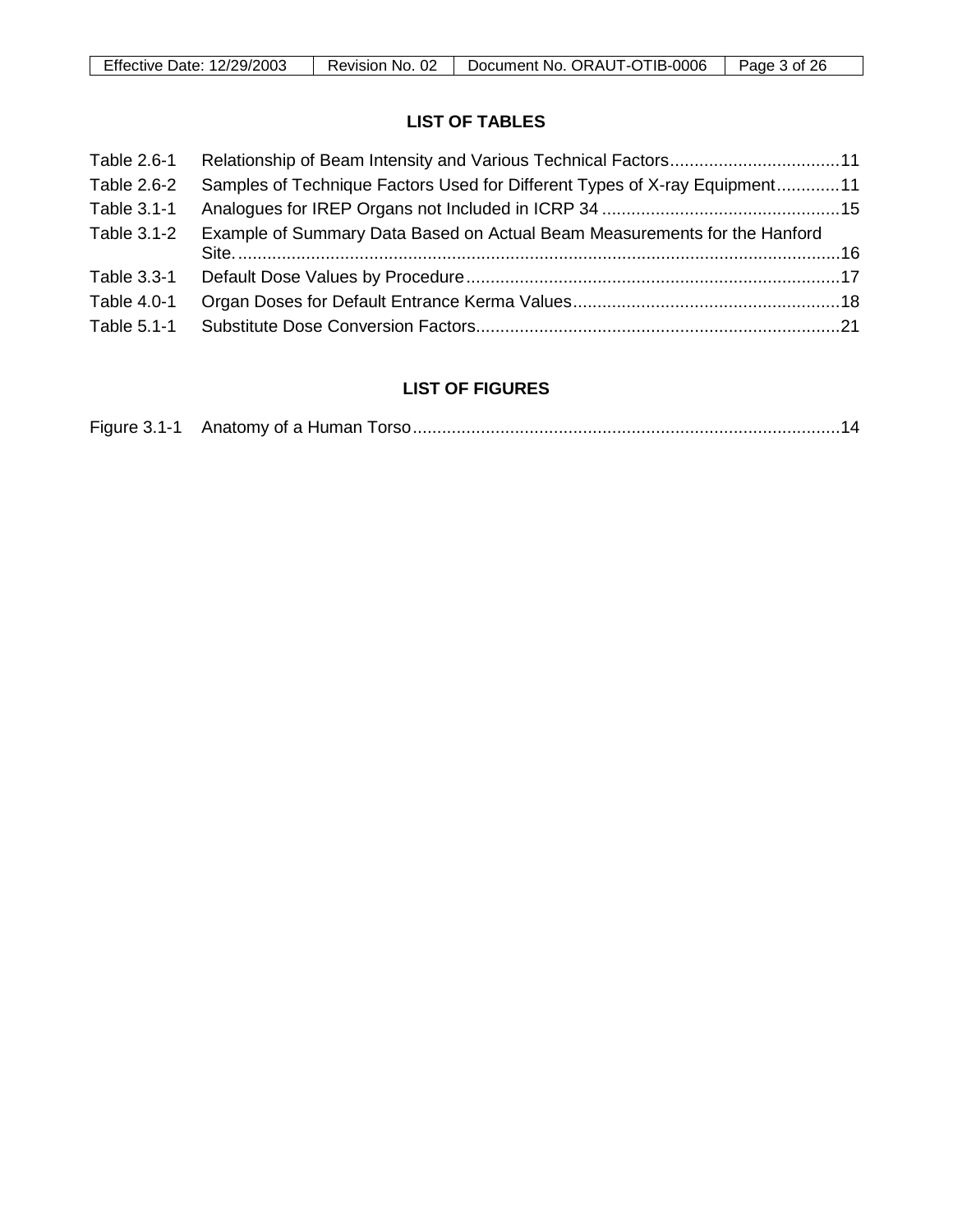## LIST OF TABLES

| | | |
|---|---|---|
| Table 2.6-1 | Relationship of Beam Intensity and Various Technical Factors | 11 |
| Table 2.6-2 | Samples of Technique Factors Used for Different Types of X-ray Equipment | 11 |
| Table 3.1-1 | Analogues for IREP Organs not Included in ICRP 34 | 15 |
| Table 3.1-2 | Example of Summary Data Based on Actual Beam Measurements for the Hanford Site. | 16 |
| Table 3.3-1 | Default Dose Values by Procedure | 17 |
| Table 4.0-1 | Organ Doses for Default Entrance Kerma Values | 18 |
| Table 5.1-1 | Substitute Dose Conversion Factors | 21 |

## LIST OF FIGURES

| | | |
|---|---|---|
| Figure 3.1-1 | Anatomy of a Human Torso | 14 |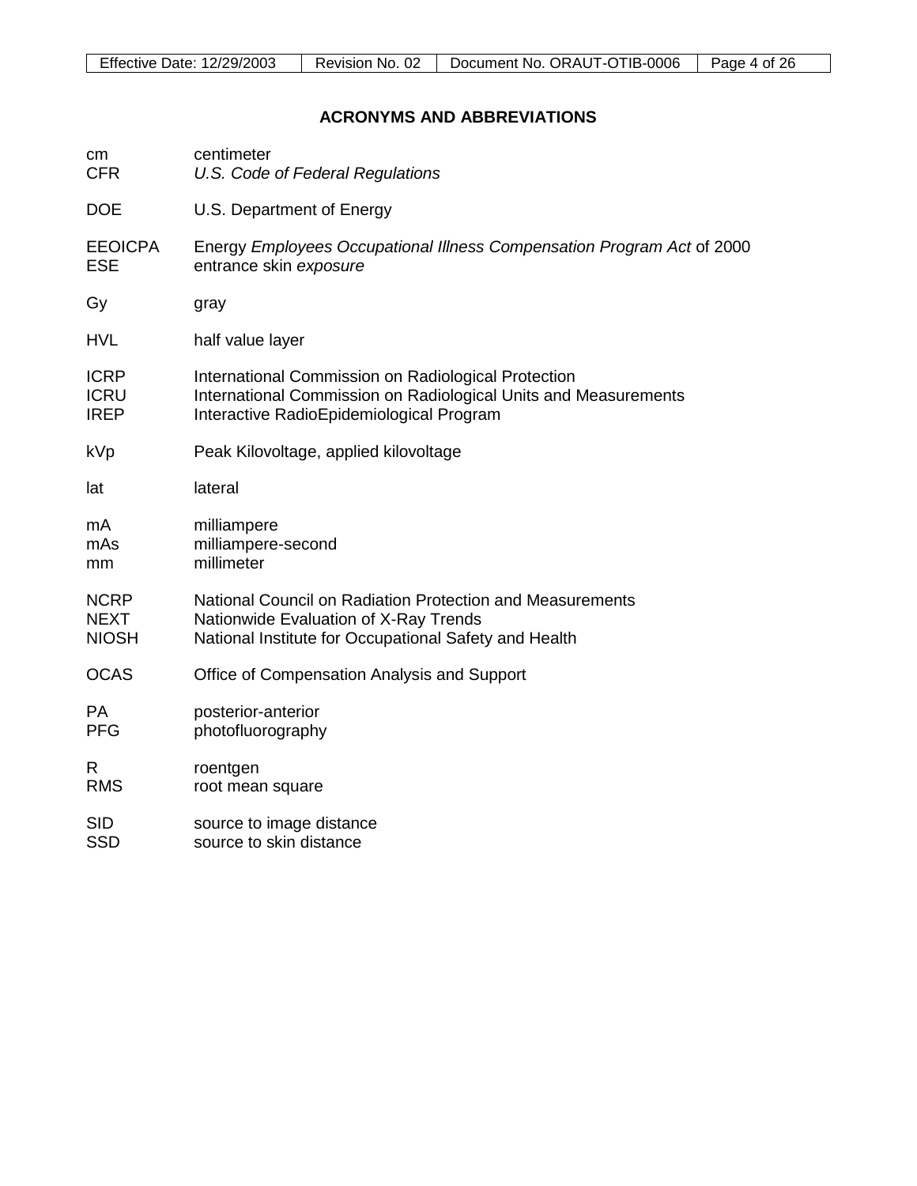## ACRONYMS AND ABBREVIATIONS

cm centimeter
CFR *U.S. Code of Federal Regulations*

DOE U.S. Department of Energy

EEOICPA Energy *Employees Occupational Illness Compensation Program Act* of 2000
ESE entrance skin *exposure*

Gy gray

HVL half value layer

ICRP International Commission on Radiological Protection
ICRU International Commission on Radiological Units and Measurements
IREP Interactive RadioEpidemiological Program

kVp Peak Kilovoltage, applied kilovoltage

lat lateral

mA milliampere
mAs milliampere-second
mm millimeter

NCRP National Council on Radiation Protection and Measurements
NEXT Nationwide Evaluation of X-Ray Trends
NIOSH National Institute for Occupational Safety and Health

OCAS Office of Compensation Analysis and Support

PA posterior-anterior
PFG photofluorography

R roentgen
RMS root mean square

SID source to image distance
SSD source to skin distance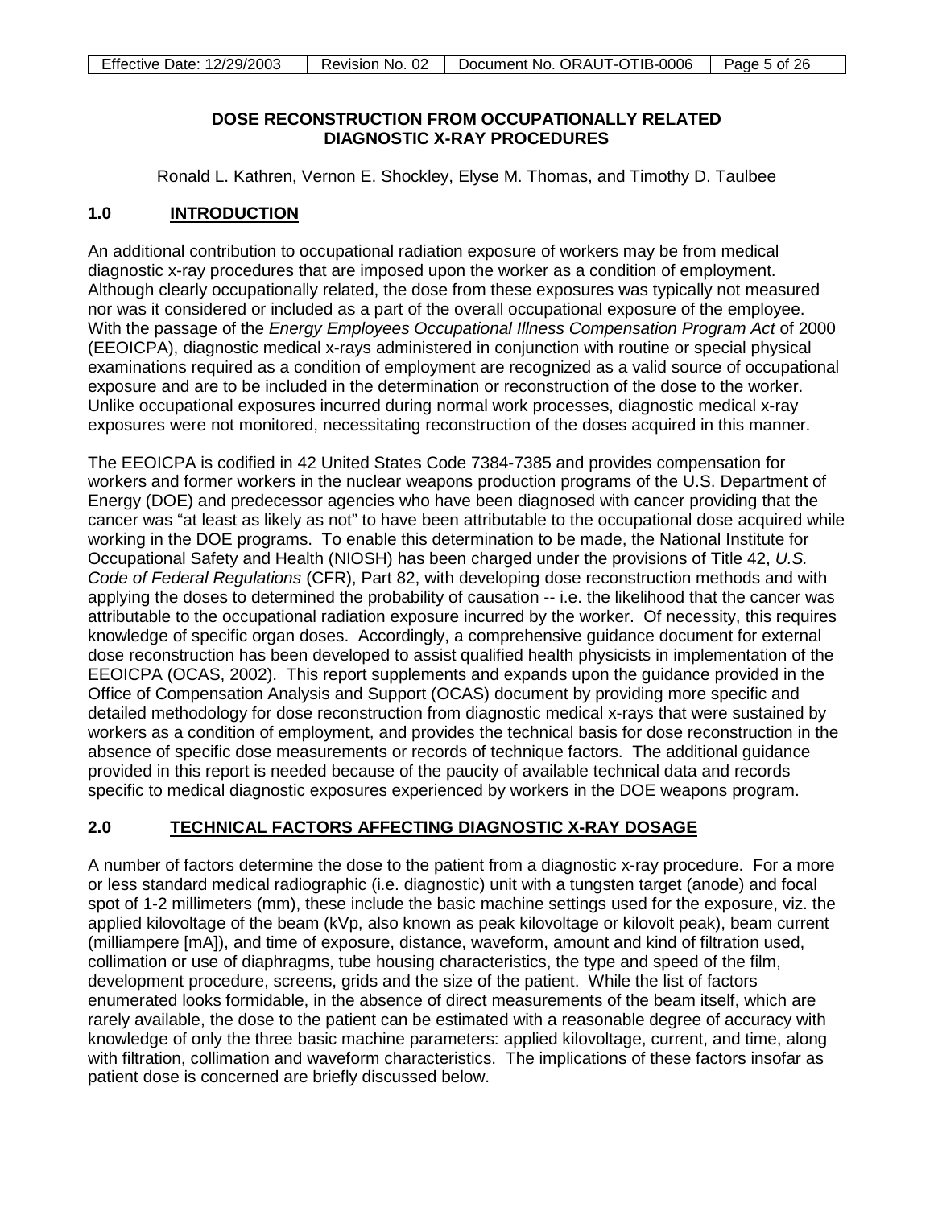# DOSE RECONSTRUCTION FROM OCCUPATIONALLY RELATED DIAGNOSTIC X-RAY PROCEDURES

Ronald L. Kathren, Vernon E. Shockley, Elyse M. Thomas, and Timothy D. Taulbee

## 1.0 INTRODUCTION

An additional contribution to occupational radiation exposure of workers may be from medical diagnostic x-ray procedures that are imposed upon the worker as a condition of employment. Although clearly occupationally related, the dose from these exposures was typically not measured nor was it considered or included as a part of the overall occupational exposure of the employee. With the passage of the *Energy Employees Occupational Illness Compensation Program Act* of 2000 (EEOICPA), diagnostic medical x-rays administered in conjunction with routine or special physical examinations required as a condition of employment are recognized as a valid source of occupational exposure and are to be included in the determination or reconstruction of the dose to the worker. Unlike occupational exposures incurred during normal work processes, diagnostic medical x-ray exposures were not monitored, necessitating reconstruction of the doses acquired in this manner.

The EEOICPA is codified in 42 United States Code 7384-7385 and provides compensation for workers and former workers in the nuclear weapons production programs of the U.S. Department of Energy (DOE) and predecessor agencies who have been diagnosed with cancer providing that the cancer was "at least as likely as not" to have been attributable to the occupational dose acquired while working in the DOE programs. To enable this determination to be made, the National Institute for Occupational Safety and Health (NIOSH) has been charged under the provisions of Title 42, *U.S. Code of Federal Regulations* (CFR), Part 82, with developing dose reconstruction methods and with applying the doses to determined the probability of causation -- i.e. the likelihood that the cancer was attributable to the occupational radiation exposure incurred by the worker. Of necessity, this requires knowledge of specific organ doses. Accordingly, a comprehensive guidance document for external dose reconstruction has been developed to assist qualified health physicists in implementation of the EEOICPA (OCAS, 2002). This report supplements and expands upon the guidance provided in the Office of Compensation Analysis and Support (OCAS) document by providing more specific and detailed methodology for dose reconstruction from diagnostic medical x-rays that were sustained by workers as a condition of employment, and provides the technical basis for dose reconstruction in the absence of specific dose measurements or records of technique factors. The additional guidance provided in this report is needed because of the paucity of available technical data and records specific to medical diagnostic exposures experienced by workers in the DOE weapons program.

## 2.0 TECHNICAL FACTORS AFFECTING DIAGNOSTIC X-RAY DOSAGE

A number of factors determine the dose to the patient from a diagnostic x-ray procedure. For a more or less standard medical radiographic (i.e. diagnostic) unit with a tungsten target (anode) and focal spot of 1-2 millimeters (mm), these include the basic machine settings used for the exposure, viz. the applied kilovoltage of the beam (kVp, also known as peak kilovoltage or kilovolt peak), beam current (milliampere [mA]), and time of exposure, distance, waveform, amount and kind of filtration used, collimation or use of diaphragms, tube housing characteristics, the type and speed of the film, development procedure, screens, grids and the size of the patient. While the list of factors enumerated looks formidable, in the absence of direct measurements of the beam itself, which are rarely available, the dose to the patient can be estimated with a reasonable degree of accuracy with knowledge of only the three basic machine parameters: applied kilovoltage, current, and time, along with filtration, collimation and waveform characteristics. The implications of these factors insofar as patient dose is concerned are briefly discussed below.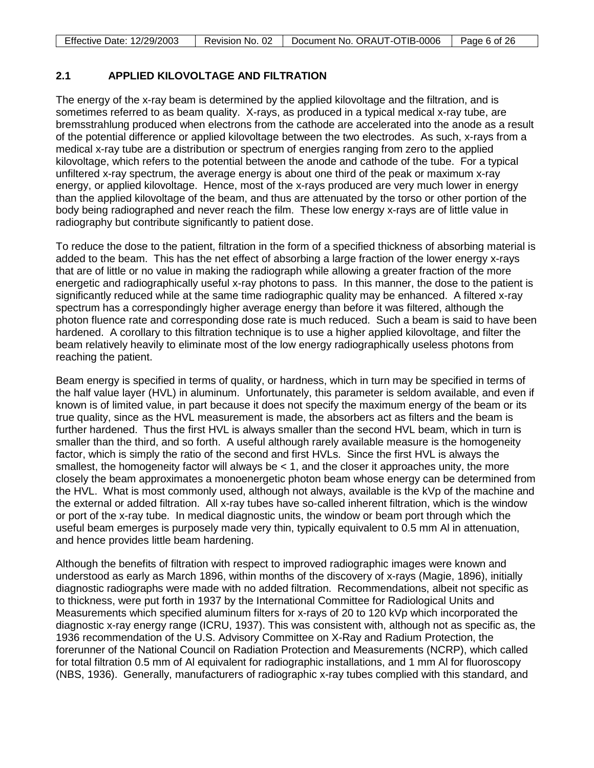## 2.1 APPLIED KILOVOLTAGE AND FILTRATION

The energy of the x-ray beam is determined by the applied kilovoltage and the filtration, and is sometimes referred to as beam quality. X-rays, as produced in a typical medical x-ray tube, are bremsstrahlung produced when electrons from the cathode are accelerated into the anode as a result of the potential difference or applied kilovoltage between the two electrodes. As such, x-rays from a medical x-ray tube are a distribution or spectrum of energies ranging from zero to the applied kilovoltage, which refers to the potential between the anode and cathode of the tube. For a typical unfiltered x-ray spectrum, the average energy is about one third of the peak or maximum x-ray energy, or applied kilovoltage. Hence, most of the x-rays produced are very much lower in energy than the applied kilovoltage of the beam, and thus are attenuated by the torso or other portion of the body being radiographed and never reach the film. These low energy x-rays are of little value in radiography but contribute significantly to patient dose.

To reduce the dose to the patient, filtration in the form of a specified thickness of absorbing material is added to the beam. This has the net effect of absorbing a large fraction of the lower energy x-rays that are of little or no value in making the radiograph while allowing a greater fraction of the more energetic and radiographically useful x-ray photons to pass. In this manner, the dose to the patient is significantly reduced while at the same time radiographic quality may be enhanced. A filtered x-ray spectrum has a correspondingly higher average energy than before it was filtered, although the photon fluence rate and corresponding dose rate is much reduced. Such a beam is said to have been hardened. A corollary to this filtration technique is to use a higher applied kilovoltage, and filter the beam relatively heavily to eliminate most of the low energy radiographically useless photons from reaching the patient.

Beam energy is specified in terms of quality, or hardness, which in turn may be specified in terms of the half value layer (HVL) in aluminum. Unfortunately, this parameter is seldom available, and even if known is of limited value, in part because it does not specify the maximum energy of the beam or its true quality, since as the HVL measurement is made, the absorbers act as filters and the beam is further hardened. Thus the first HVL is always smaller than the second HVL beam, which in turn is smaller than the third, and so forth. A useful although rarely available measure is the homogeneity factor, which is simply the ratio of the second and first HVLs. Since the first HVL is always the smallest, the homogeneity factor will always be < 1, and the closer it approaches unity, the more closely the beam approximates a monoenergetic photon beam whose energy can be determined from the HVL. What is most commonly used, although not always, available is the kVp of the machine and the external or added filtration. All x-ray tubes have so-called inherent filtration, which is the window or port of the x-ray tube. In medical diagnostic units, the window or beam port through which the useful beam emerges is purposely made very thin, typically equivalent to 0.5 mm Al in attenuation, and hence provides little beam hardening.

Although the benefits of filtration with respect to improved radiographic images were known and understood as early as March 1896, within months of the discovery of x-rays (Magie, 1896), initially diagnostic radiographs were made with no added filtration. Recommendations, albeit not specific as to thickness, were put forth in 1937 by the International Committee for Radiological Units and Measurements which specified aluminum filters for x-rays of 20 to 120 kVp which incorporated the diagnostic x-ray energy range (ICRU, 1937). This was consistent with, although not as specific as, the 1936 recommendation of the U.S. Advisory Committee on X-Ray and Radium Protection, the forerunner of the National Council on Radiation Protection and Measurements (NCRP), which called for total filtration 0.5 mm of Al equivalent for radiographic installations, and 1 mm Al for fluoroscopy (NBS, 1936). Generally, manufacturers of radiographic x-ray tubes complied with this standard, and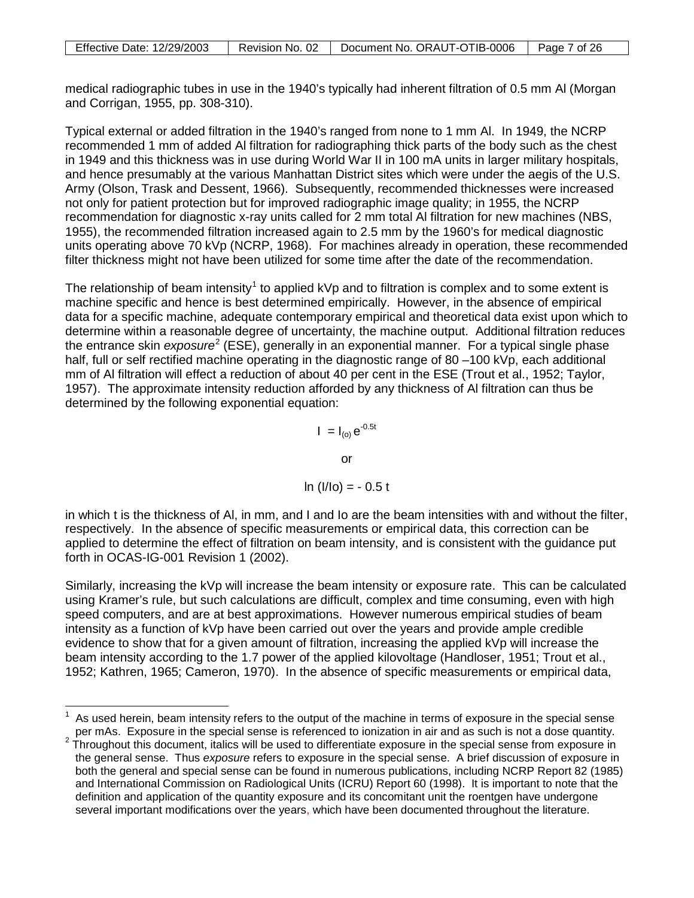medical radiographic tubes in use in the 1940's typically had inherent filtration of 0.5 mm Al (Morgan and Corrigan, 1955, pp. 308-310).

Typical external or added filtration in the 1940's ranged from none to 1 mm Al. In 1949, the NCRP recommended 1 mm of added Al filtration for radiographing thick parts of the body such as the chest in 1949 and this thickness was in use during World War II in 100 mA units in larger military hospitals, and hence presumably at the various Manhattan District sites which were under the aegis of the U.S. Army (Olson, Trask and Dessent, 1966). Subsequently, recommended thicknesses were increased not only for patient protection but for improved radiographic image quality; in 1955, the NCRP recommendation for diagnostic x-ray units called for 2 mm total Al filtration for new machines (NBS, 1955), the recommended filtration increased again to 2.5 mm by the 1960's for medical diagnostic units operating above 70 kVp (NCRP, 1968). For machines already in operation, these recommended filter thickness might not have been utilized for some time after the date of the recommendation.

The relationship of beam intensity[1] to applied kVp and to filtration is complex and to some extent is machine specific and hence is best determined empirically. However, in the absence of empirical data for a specific machine, adequate contemporary empirical and theoretical data exist upon which to determine within a reasonable degree of uncertainty, the machine output. Additional filtration reduces the entrance skin *exposure*[2] (ESE), generally in an exponential manner. For a typical single phase half, full or self rectified machine operating in the diagnostic range of 80 –100 kVp, each additional mm of Al filtration will effect a reduction of about 40 per cent in the ESE (Trout et al., 1952; Taylor, 1957). The approximate intensity reduction afforded by any thickness of Al filtration can thus be determined by the following exponential equation:

$$I = I_{(o)} e^{-0.5t}$$

or

$$\ln (I/Io) = - 0.5\, t$$

in which t is the thickness of Al, in mm, and I and Io are the beam intensities with and without the filter, respectively. In the absence of specific measurements or empirical data, this correction can be applied to determine the effect of filtration on beam intensity, and is consistent with the guidance put forth in OCAS-IG-001 Revision 1 (2002).

Similarly, increasing the kVp will increase the beam intensity or exposure rate. This can be calculated using Kramer's rule, but such calculations are difficult, complex and time consuming, even with high speed computers, and are at best approximations. However numerous empirical studies of beam intensity as a function of kVp have been carried out over the years and provide ample credible evidence to show that for a given amount of filtration, increasing the applied kVp will increase the beam intensity according to the 1.7 power of the applied kilovoltage (Handloser, 1951; Trout et al., 1952; Kathren, 1965; Cameron, 1970). In the absence of specific measurements or empirical data,

---

[1] As used herein, beam intensity refers to the output of the machine in terms of exposure in the special sense per mAs. Exposure in the special sense is referenced to ionization in air and as such is not a dose quantity.

[2] Throughout this document, italics will be used to differentiate exposure in the special sense from exposure in the general sense. Thus *exposure* refers to exposure in the special sense. A brief discussion of exposure in both the general and special sense can be found in numerous publications, including NCRP Report 82 (1985) and International Commission on Radiological Units (ICRU) Report 60 (1998). It is important to note that the definition and application of the quantity exposure and its concomitant unit the roentgen have undergone several important modifications over the years, which have been documented throughout the literature.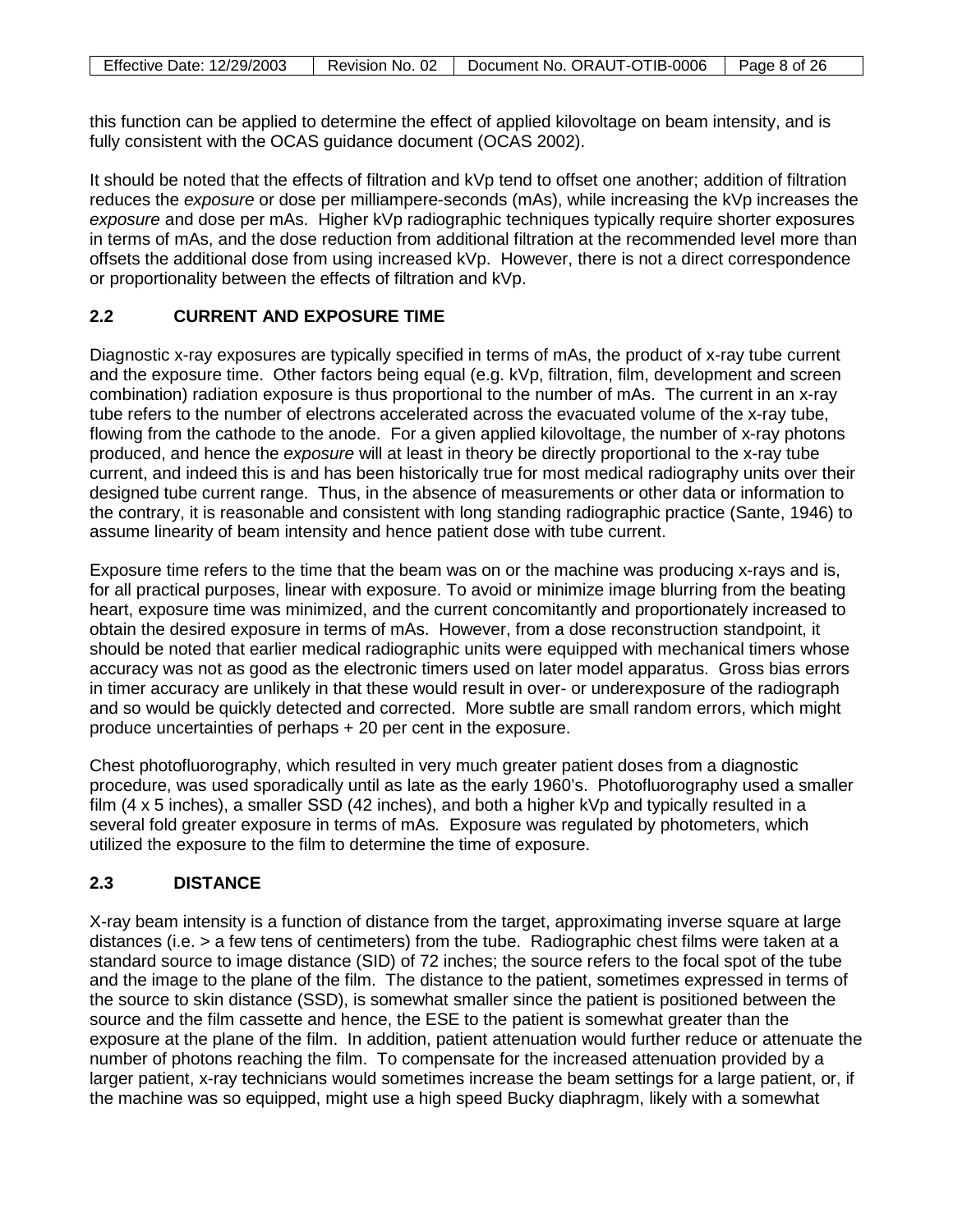this function can be applied to determine the effect of applied kilovoltage on beam intensity, and is fully consistent with the OCAS guidance document (OCAS 2002).

It should be noted that the effects of filtration and kVp tend to offset one another; addition of filtration reduces the *exposure* or dose per milliampere-seconds (mAs), while increasing the kVp increases the *exposure* and dose per mAs. Higher kVp radiographic techniques typically require shorter exposures in terms of mAs, and the dose reduction from additional filtration at the recommended level more than offsets the additional dose from using increased kVp. However, there is not a direct correspondence or proportionality between the effects of filtration and kVp.

## 2.2 CURRENT AND EXPOSURE TIME

Diagnostic x-ray exposures are typically specified in terms of mAs, the product of x-ray tube current and the exposure time. Other factors being equal (e.g. kVp, filtration, film, development and screen combination) radiation exposure is thus proportional to the number of mAs. The current in an x-ray tube refers to the number of electrons accelerated across the evacuated volume of the x-ray tube, flowing from the cathode to the anode. For a given applied kilovoltage, the number of x-ray photons produced, and hence the *exposure* will at least in theory be directly proportional to the x-ray tube current, and indeed this is and has been historically true for most medical radiography units over their designed tube current range. Thus, in the absence of measurements or other data or information to the contrary, it is reasonable and consistent with long standing radiographic practice (Sante, 1946) to assume linearity of beam intensity and hence patient dose with tube current.

Exposure time refers to the time that the beam was on or the machine was producing x-rays and is, for all practical purposes, linear with exposure. To avoid or minimize image blurring from the beating heart, exposure time was minimized, and the current concomitantly and proportionately increased to obtain the desired exposure in terms of mAs. However, from a dose reconstruction standpoint, it should be noted that earlier medical radiographic units were equipped with mechanical timers whose accuracy was not as good as the electronic timers used on later model apparatus. Gross bias errors in timer accuracy are unlikely in that these would result in over- or underexposure of the radiograph and so would be quickly detected and corrected. More subtle are small random errors, which might produce uncertainties of perhaps + 20 per cent in the exposure.

Chest photofluorography, which resulted in very much greater patient doses from a diagnostic procedure, was used sporadically until as late as the early 1960's. Photofluorography used a smaller film (4 x 5 inches), a smaller SSD (42 inches), and both a higher kVp and typically resulted in a several fold greater exposure in terms of mAs. Exposure was regulated by photometers, which utilized the exposure to the film to determine the time of exposure.

## 2.3 DISTANCE

X-ray beam intensity is a function of distance from the target, approximating inverse square at large distances (i.e. > a few tens of centimeters) from the tube. Radiographic chest films were taken at a standard source to image distance (SID) of 72 inches; the source refers to the focal spot of the tube and the image to the plane of the film. The distance to the patient, sometimes expressed in terms of the source to skin distance (SSD), is somewhat smaller since the patient is positioned between the source and the film cassette and hence, the ESE to the patient is somewhat greater than the exposure at the plane of the film. In addition, patient attenuation would further reduce or attenuate the number of photons reaching the film. To compensate for the increased attenuation provided by a larger patient, x-ray technicians would sometimes increase the beam settings for a large patient, or, if the machine was so equipped, might use a high speed Bucky diaphragm, likely with a somewhat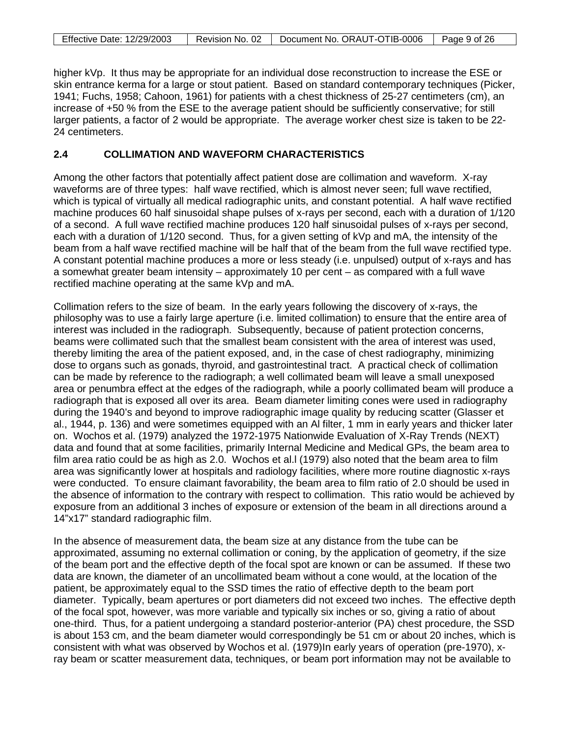higher kVp. It thus may be appropriate for an individual dose reconstruction to increase the ESE or skin entrance kerma for a large or stout patient. Based on standard contemporary techniques (Picker, 1941; Fuchs, 1958; Cahoon, 1961) for patients with a chest thickness of 25-27 centimeters (cm), an increase of +50 % from the ESE to the average patient should be sufficiently conservative; for still larger patients, a factor of 2 would be appropriate. The average worker chest size is taken to be 22-24 centimeters.

## 2.4 COLLIMATION AND WAVEFORM CHARACTERISTICS

Among the other factors that potentially affect patient dose are collimation and waveform. X-ray waveforms are of three types: half wave rectified, which is almost never seen; full wave rectified, which is typical of virtually all medical radiographic units, and constant potential. A half wave rectified machine produces 60 half sinusoidal shape pulses of x-rays per second, each with a duration of 1/120 of a second. A full wave rectified machine produces 120 half sinusoidal pulses of x-rays per second, each with a duration of 1/120 second. Thus, for a given setting of kVp and mA, the intensity of the beam from a half wave rectified machine will be half that of the beam from the full wave rectified type. A constant potential machine produces a more or less steady (i.e. unpulsed) output of x-rays and has a somewhat greater beam intensity – approximately 10 per cent – as compared with a full wave rectified machine operating at the same kVp and mA.

Collimation refers to the size of beam. In the early years following the discovery of x-rays, the philosophy was to use a fairly large aperture (i.e. limited collimation) to ensure that the entire area of interest was included in the radiograph. Subsequently, because of patient protection concerns, beams were collimated such that the smallest beam consistent with the area of interest was used, thereby limiting the area of the patient exposed, and, in the case of chest radiography, minimizing dose to organs such as gonads, thyroid, and gastrointestinal tract. A practical check of collimation can be made by reference to the radiograph; a well collimated beam will leave a small unexposed area or penumbra effect at the edges of the radiograph, while a poorly collimated beam will produce a radiograph that is exposed all over its area. Beam diameter limiting cones were used in radiography during the 1940's and beyond to improve radiographic image quality by reducing scatter (Glasser et al., 1944, p. 136) and were sometimes equipped with an Al filter, 1 mm in early years and thicker later on. Wochos et al. (1979) analyzed the 1972-1975 Nationwide Evaluation of X-Ray Trends (NEXT) data and found that at some facilities, primarily Internal Medicine and Medical GPs, the beam area to film area ratio could be as high as 2.0. Wochos et al.l (1979) also noted that the beam area to film area was significantly lower at hospitals and radiology facilities, where more routine diagnostic x-rays were conducted. To ensure claimant favorability, the beam area to film ratio of 2.0 should be used in the absence of information to the contrary with respect to collimation. This ratio would be achieved by exposure from an additional 3 inches of exposure or extension of the beam in all directions around a 14"x17" standard radiographic film.

In the absence of measurement data, the beam size at any distance from the tube can be approximated, assuming no external collimation or coning, by the application of geometry, if the size of the beam port and the effective depth of the focal spot are known or can be assumed. If these two data are known, the diameter of an uncollimated beam without a cone would, at the location of the patient, be approximately equal to the SSD times the ratio of effective depth to the beam port diameter. Typically, beam apertures or port diameters did not exceed two inches. The effective depth of the focal spot, however, was more variable and typically six inches or so, giving a ratio of about one-third. Thus, for a patient undergoing a standard posterior-anterior (PA) chest procedure, the SSD is about 153 cm, and the beam diameter would correspondingly be 51 cm or about 20 inches, which is consistent with what was observed by Wochos et al. (1979)In early years of operation (pre-1970), x-ray beam or scatter measurement data, techniques, or beam port information may not be available to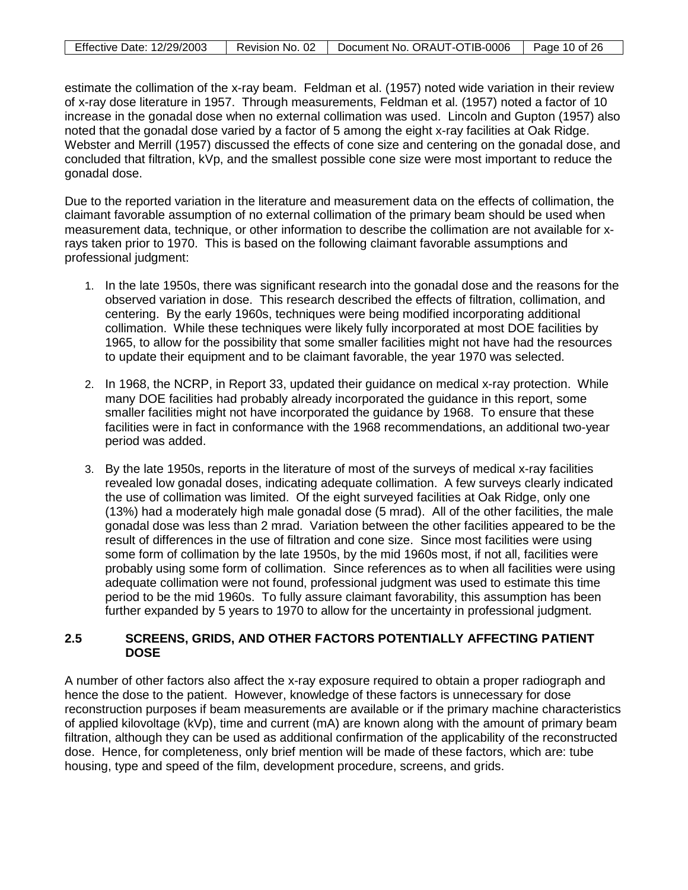estimate the collimation of the x-ray beam. Feldman et al. (1957) noted wide variation in their review of x-ray dose literature in 1957. Through measurements, Feldman et al. (1957) noted a factor of 10 increase in the gonadal dose when no external collimation was used. Lincoln and Gupton (1957) also noted that the gonadal dose varied by a factor of 5 among the eight x-ray facilities at Oak Ridge. Webster and Merrill (1957) discussed the effects of cone size and centering on the gonadal dose, and concluded that filtration, kVp, and the smallest possible cone size were most important to reduce the gonadal dose.

Due to the reported variation in the literature and measurement data on the effects of collimation, the claimant favorable assumption of no external collimation of the primary beam should be used when measurement data, technique, or other information to describe the collimation are not available for x-rays taken prior to 1970. This is based on the following claimant favorable assumptions and professional judgment:

1. In the late 1950s, there was significant research into the gonadal dose and the reasons for the observed variation in dose. This research described the effects of filtration, collimation, and centering. By the early 1960s, techniques were being modified incorporating additional collimation. While these techniques were likely fully incorporated at most DOE facilities by 1965, to allow for the possibility that some smaller facilities might not have had the resources to update their equipment and to be claimant favorable, the year 1970 was selected.
2. In 1968, the NCRP, in Report 33, updated their guidance on medical x-ray protection. While many DOE facilities had probably already incorporated the guidance in this report, some smaller facilities might not have incorporated the guidance by 1968. To ensure that these facilities were in fact in conformance with the 1968 recommendations, an additional two-year period was added.
3. By the late 1950s, reports in the literature of most of the surveys of medical x-ray facilities revealed low gonadal doses, indicating adequate collimation. A few surveys clearly indicated the use of collimation was limited. Of the eight surveyed facilities at Oak Ridge, only one (13%) had a moderately high male gonadal dose (5 mrad). All of the other facilities, the male gonadal dose was less than 2 mrad. Variation between the other facilities appeared to be the result of differences in the use of filtration and cone size. Since most facilities were using some form of collimation by the late 1950s, by the mid 1960s most, if not all, facilities were probably using some form of collimation. Since references as to when all facilities were using adequate collimation were not found, professional judgment was used to estimate this time period to be the mid 1960s. To fully assure claimant favorability, this assumption has been further expanded by 5 years to 1970 to allow for the uncertainty in professional judgment.

## 2.5 SCREENS, GRIDS, AND OTHER FACTORS POTENTIALLY AFFECTING PATIENT DOSE

A number of other factors also affect the x-ray exposure required to obtain a proper radiograph and hence the dose to the patient. However, knowledge of these factors is unnecessary for dose reconstruction purposes if beam measurements are available or if the primary machine characteristics of applied kilovoltage (kVp), time and current (mA) are known along with the amount of primary beam filtration, although they can be used as additional confirmation of the applicability of the reconstructed dose. Hence, for completeness, only brief mention will be made of these factors, which are: tube housing, type and speed of the film, development procedure, screens, and grids.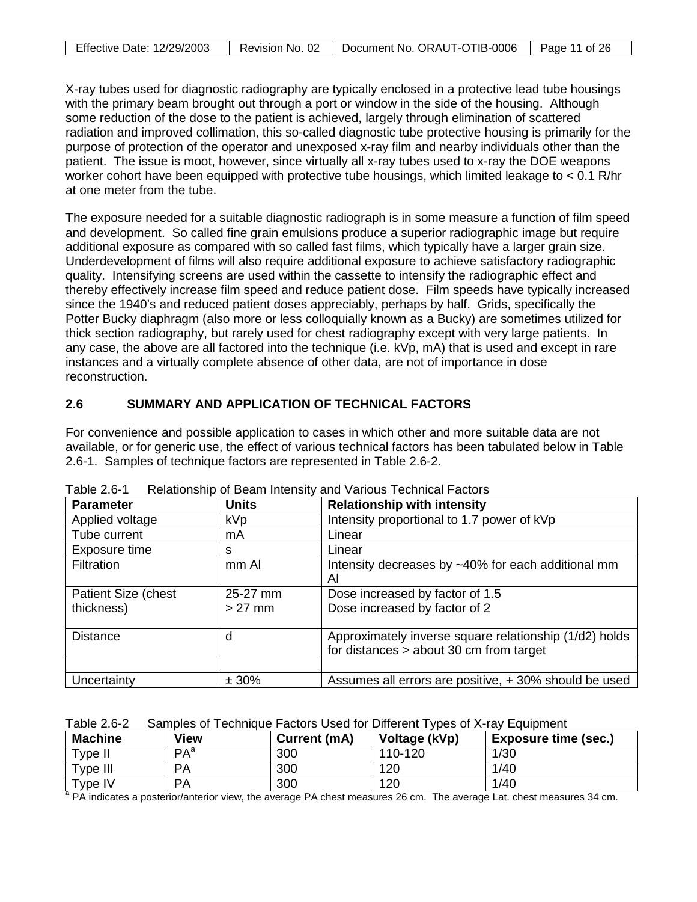X-ray tubes used for diagnostic radiography are typically enclosed in a protective lead tube housings with the primary beam brought out through a port or window in the side of the housing. Although some reduction of the dose to the patient is achieved, largely through elimination of scattered radiation and improved collimation, this so-called diagnostic tube protective housing is primarily for the purpose of protection of the operator and unexposed x-ray film and nearby individuals other than the patient. The issue is moot, however, since virtually all x-ray tubes used to x-ray the DOE weapons worker cohort have been equipped with protective tube housings, which limited leakage to < 0.1 R/hr at one meter from the tube.

The exposure needed for a suitable diagnostic radiograph is in some measure a function of film speed and development. So called fine grain emulsions produce a superior radiographic image but require additional exposure as compared with so called fast films, which typically have a larger grain size. Underdevelopment of films will also require additional exposure to achieve satisfactory radiographic quality. Intensifying screens are used within the cassette to intensify the radiographic effect and thereby effectively increase film speed and reduce patient dose. Film speeds have typically increased since the 1940's and reduced patient doses appreciably, perhaps by half. Grids, specifically the Potter Bucky diaphragm (also more or less colloquially known as a Bucky) are sometimes utilized for thick section radiography, but rarely used for chest radiography except with very large patients. In any case, the above are all factored into the technique (i.e. kVp, mA) that is used and except in rare instances and a virtually complete absence of other data, are not of importance in dose reconstruction.

## 2.6 SUMMARY AND APPLICATION OF TECHNICAL FACTORS

For convenience and possible application to cases in which other and more suitable data are not available, or for generic use, the effect of various technical factors has been tabulated below in Table 2.6-1. Samples of technique factors are represented in Table 2.6-2.

Table 2.6-1 Relationship of Beam Intensity and Various Technical Factors

| Parameter | Units | Relationship with intensity |
|---|---|---|
| Applied voltage | kVp | Intensity proportional to 1.7 power of kVp |
| Tube current | mA | Linear |
| Exposure time | s | Linear |
| Filtration | mm Al | Intensity decreases by ~40% for each additional mm Al |
| Patient Size (chest thickness) | 25-27 mm<br>> 27 mm | Dose increased by factor of 1.5<br>Dose increased by factor of 2 |
| Distance | d | Approximately inverse square relationship (1/d2) holds for distances > about 30 cm from target |
| | | |
| Uncertainty | ± 30% | Assumes all errors are positive, + 30% should be used |

Table 2.6-2 Samples of Technique Factors Used for Different Types of X-ray Equipment

| Machine | View | Current (mA) | Voltage (kVp) | Exposure time (sec.) |
|---|---|---|---|---|
| Type II | PA[a] | 300 | 110-120 | 1/30 |
| Type III | PA | 300 | 120 | 1/40 |
| Type IV | PA | 300 | 120 | 1/40 |

[a] PA indicates a posterior/anterior view, the average PA chest measures 26 cm. The average Lat. chest measures 34 cm.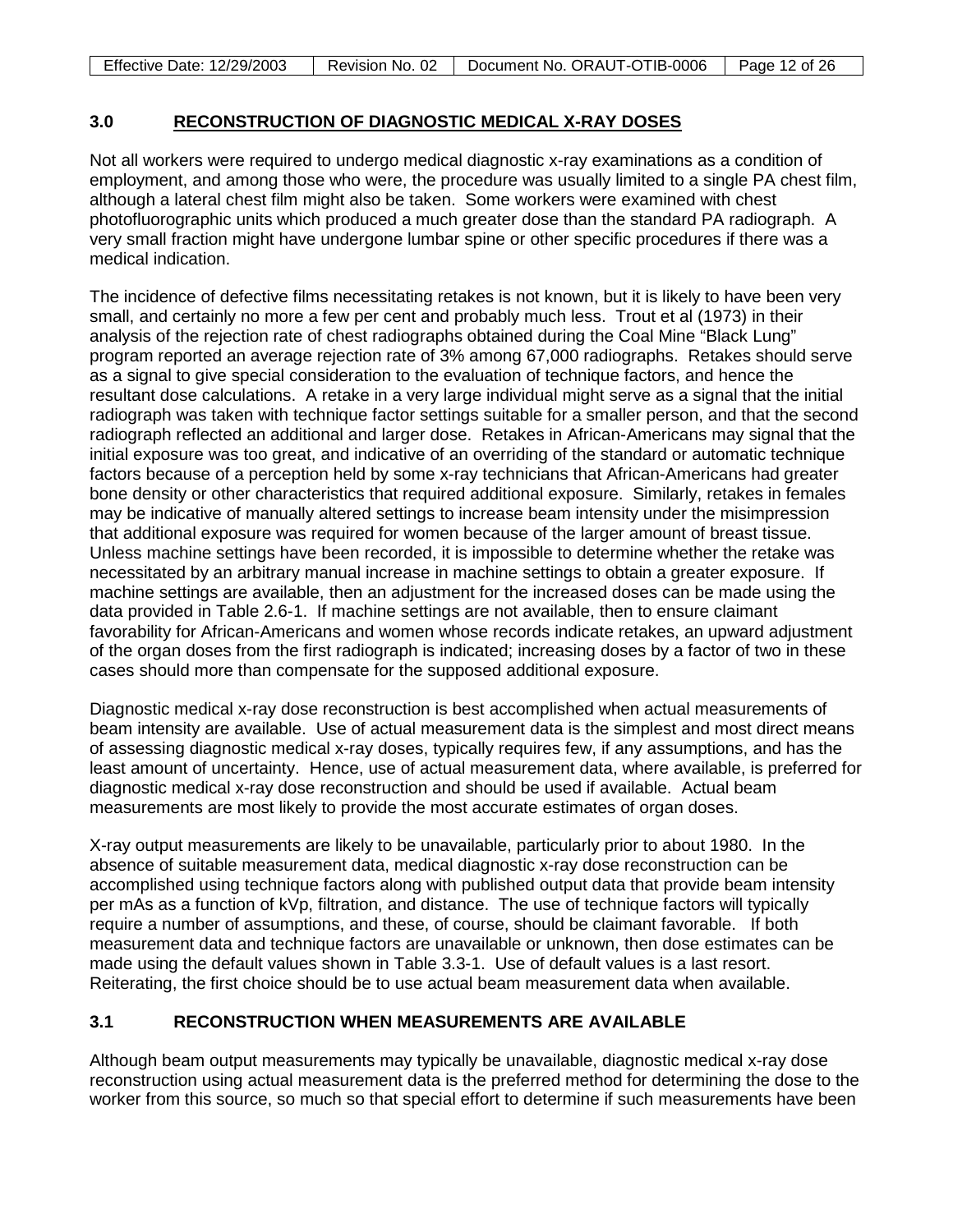## 3.0 RECONSTRUCTION OF DIAGNOSTIC MEDICAL X-RAY DOSES

Not all workers were required to undergo medical diagnostic x-ray examinations as a condition of employment, and among those who were, the procedure was usually limited to a single PA chest film, although a lateral chest film might also be taken. Some workers were examined with chest photofluorographic units which produced a much greater dose than the standard PA radiograph. A very small fraction might have undergone lumbar spine or other specific procedures if there was a medical indication.

The incidence of defective films necessitating retakes is not known, but it is likely to have been very small, and certainly no more a few per cent and probably much less. Trout et al (1973) in their analysis of the rejection rate of chest radiographs obtained during the Coal Mine "Black Lung" program reported an average rejection rate of 3% among 67,000 radiographs. Retakes should serve as a signal to give special consideration to the evaluation of technique factors, and hence the resultant dose calculations. A retake in a very large individual might serve as a signal that the initial radiograph was taken with technique factor settings suitable for a smaller person, and that the second radiograph reflected an additional and larger dose. Retakes in African-Americans may signal that the initial exposure was too great, and indicative of an overriding of the standard or automatic technique factors because of a perception held by some x-ray technicians that African-Americans had greater bone density or other characteristics that required additional exposure. Similarly, retakes in females may be indicative of manually altered settings to increase beam intensity under the misimpression that additional exposure was required for women because of the larger amount of breast tissue. Unless machine settings have been recorded, it is impossible to determine whether the retake was necessitated by an arbitrary manual increase in machine settings to obtain a greater exposure. If machine settings are available, then an adjustment for the increased doses can be made using the data provided in Table 2.6-1. If machine settings are not available, then to ensure claimant favorability for African-Americans and women whose records indicate retakes, an upward adjustment of the organ doses from the first radiograph is indicated; increasing doses by a factor of two in these cases should more than compensate for the supposed additional exposure.

Diagnostic medical x-ray dose reconstruction is best accomplished when actual measurements of beam intensity are available. Use of actual measurement data is the simplest and most direct means of assessing diagnostic medical x-ray doses, typically requires few, if any assumptions, and has the least amount of uncertainty. Hence, use of actual measurement data, where available, is preferred for diagnostic medical x-ray dose reconstruction and should be used if available. Actual beam measurements are most likely to provide the most accurate estimates of organ doses.

X-ray output measurements are likely to be unavailable, particularly prior to about 1980. In the absence of suitable measurement data, medical diagnostic x-ray dose reconstruction can be accomplished using technique factors along with published output data that provide beam intensity per mAs as a function of kVp, filtration, and distance. The use of technique factors will typically require a number of assumptions, and these, of course, should be claimant favorable. If both measurement data and technique factors are unavailable or unknown, then dose estimates can be made using the default values shown in Table 3.3-1. Use of default values is a last resort. Reiterating, the first choice should be to use actual beam measurement data when available.

### 3.1 RECONSTRUCTION WHEN MEASUREMENTS ARE AVAILABLE

Although beam output measurements may typically be unavailable, diagnostic medical x-ray dose reconstruction using actual measurement data is the preferred method for determining the dose to the worker from this source, so much so that special effort to determine if such measurements have been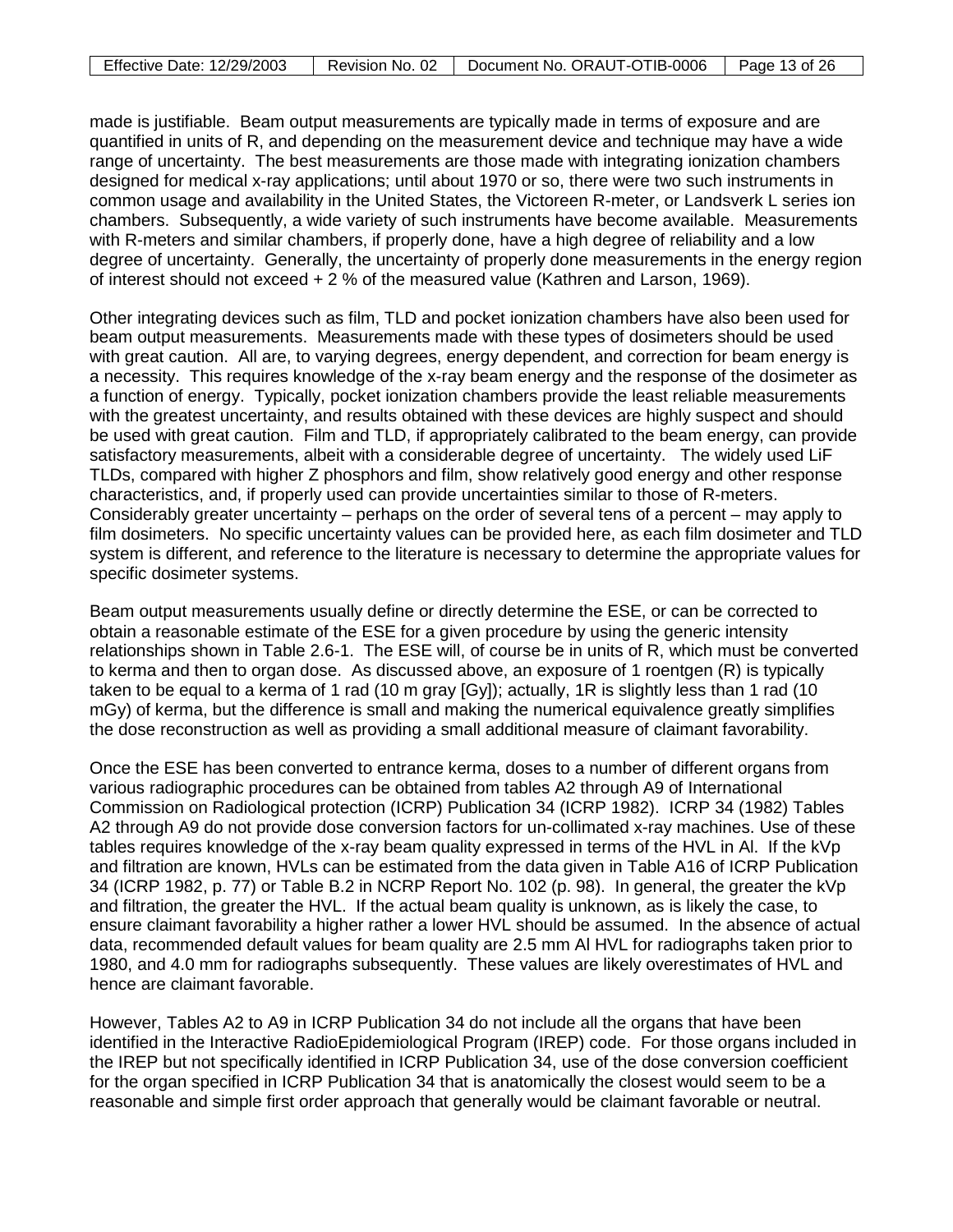made is justifiable. Beam output measurements are typically made in terms of exposure and are quantified in units of R, and depending on the measurement device and technique may have a wide range of uncertainty. The best measurements are those made with integrating ionization chambers designed for medical x-ray applications; until about 1970 or so, there were two such instruments in common usage and availability in the United States, the Victoreen R-meter, or Landsverk L series ion chambers. Subsequently, a wide variety of such instruments have become available. Measurements with R-meters and similar chambers, if properly done, have a high degree of reliability and a low degree of uncertainty. Generally, the uncertainty of properly done measurements in the energy region of interest should not exceed + 2 % of the measured value (Kathren and Larson, 1969).

Other integrating devices such as film, TLD and pocket ionization chambers have also been used for beam output measurements. Measurements made with these types of dosimeters should be used with great caution. All are, to varying degrees, energy dependent, and correction for beam energy is a necessity. This requires knowledge of the x-ray beam energy and the response of the dosimeter as a function of energy. Typically, pocket ionization chambers provide the least reliable measurements with the greatest uncertainty, and results obtained with these devices are highly suspect and should be used with great caution. Film and TLD, if appropriately calibrated to the beam energy, can provide satisfactory measurements, albeit with a considerable degree of uncertainty. The widely used LiF TLDs, compared with higher Z phosphors and film, show relatively good energy and other response characteristics, and, if properly used can provide uncertainties similar to those of R-meters. Considerably greater uncertainty – perhaps on the order of several tens of a percent – may apply to film dosimeters. No specific uncertainty values can be provided here, as each film dosimeter and TLD system is different, and reference to the literature is necessary to determine the appropriate values for specific dosimeter systems.

Beam output measurements usually define or directly determine the ESE, or can be corrected to obtain a reasonable estimate of the ESE for a given procedure by using the generic intensity relationships shown in Table 2.6-1. The ESE will, of course be in units of R, which must be converted to kerma and then to organ dose. As discussed above, an exposure of 1 roentgen (R) is typically taken to be equal to a kerma of 1 rad (10 m gray [Gy]); actually, 1R is slightly less than 1 rad (10 mGy) of kerma, but the difference is small and making the numerical equivalence greatly simplifies the dose reconstruction as well as providing a small additional measure of claimant favorability.

Once the ESE has been converted to entrance kerma, doses to a number of different organs from various radiographic procedures can be obtained from tables A2 through A9 of International Commission on Radiological protection (ICRP) Publication 34 (ICRP 1982). ICRP 34 (1982) Tables A2 through A9 do not provide dose conversion factors for un-collimated x-ray machines. Use of these tables requires knowledge of the x-ray beam quality expressed in terms of the HVL in Al. If the kVp and filtration are known, HVLs can be estimated from the data given in Table A16 of ICRP Publication 34 (ICRP 1982, p. 77) or Table B.2 in NCRP Report No. 102 (p. 98). In general, the greater the kVp and filtration, the greater the HVL. If the actual beam quality is unknown, as is likely the case, to ensure claimant favorability a higher rather a lower HVL should be assumed. In the absence of actual data, recommended default values for beam quality are 2.5 mm Al HVL for radiographs taken prior to 1980, and 4.0 mm for radiographs subsequently. These values are likely overestimates of HVL and hence are claimant favorable.

However, Tables A2 to A9 in ICRP Publication 34 do not include all the organs that have been identified in the Interactive RadioEpidemiological Program (IREP) code. For those organs included in the IREP but not specifically identified in ICRP Publication 34, use of the dose conversion coefficient for the organ specified in ICRP Publication 34 that is anatomically the closest would seem to be a reasonable and simple first order approach that generally would be claimant favorable or neutral.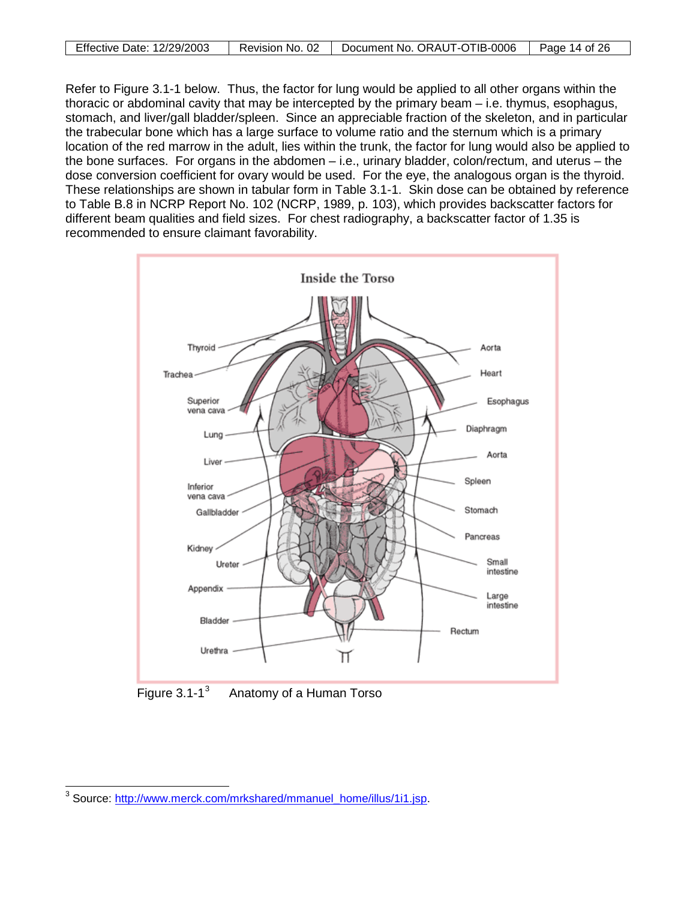Refer to Figure 3.1-1 below. Thus, the factor for lung would be applied to all other organs within the thoracic or abdominal cavity that may be intercepted by the primary beam – i.e. thymus, esophagus, stomach, and liver/gall bladder/spleen. Since an appreciable fraction of the skeleton, and in particular the trabecular bone which has a large surface to volume ratio and the sternum which is a primary location of the red marrow in the adult, lies within the trunk, the factor for lung would also be applied to the bone surfaces. For organs in the abdomen – i.e., urinary bladder, colon/rectum, and uterus – the dose conversion coefficient for ovary would be used. For the eye, the analogous organ is the thyroid. These relationships are shown in tabular form in Table 3.1-1. Skin dose can be obtained by reference to Table B.8 in NCRP Report No. 102 (NCRP, 1989, p. 103), which provides backscatter factors for different beam qualities and field sizes. For chest radiography, a backscatter factor of 1.35 is recommended to ensure claimant favorability.

Figure 3.1-1[3] Anatomy of a Human Torso

[3] Source: http://www.merck.com/mrkshared/mmanuel_home/illus/1i1.jsp.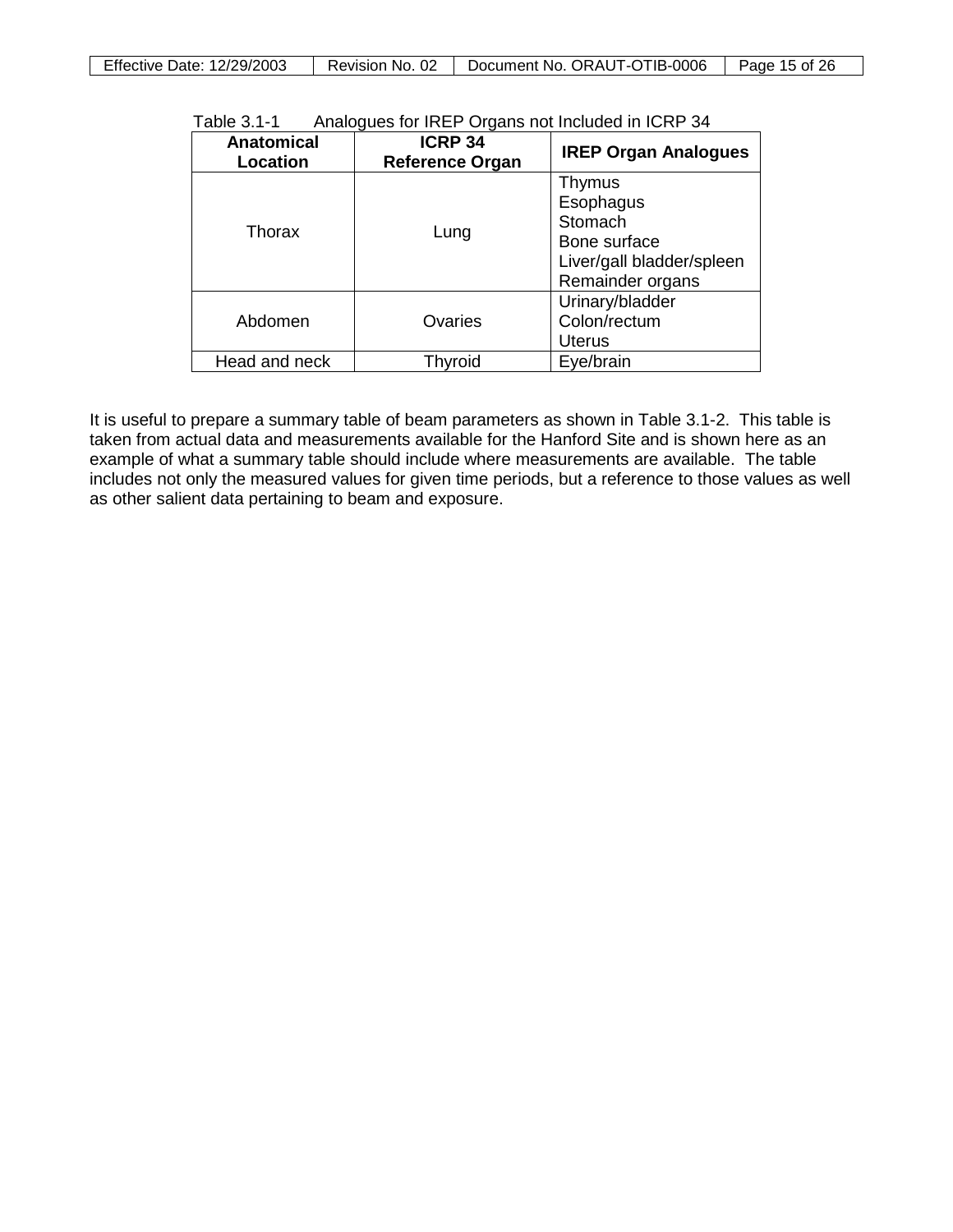Table 3.1-1 Analogues for IREP Organs not Included in ICRP 34

| Anatomical Location | ICRP 34 Reference Organ | IREP Organ Analogues |
|---|---|---|
| Thorax | Lung | Thymus<br>Esophagus<br>Stomach<br>Bone surface<br>Liver/gall bladder/spleen<br>Remainder organs |
| Abdomen | Ovaries | Urinary/bladder<br>Colon/rectum<br>Uterus |
| Head and neck | Thyroid | Eye/brain |

It is useful to prepare a summary table of beam parameters as shown in Table 3.1-2. This table is taken from actual data and measurements available for the Hanford Site and is shown here as an example of what a summary table should include where measurements are available. The table includes not only the measured values for given time periods, but a reference to those values as well as other salient data pertaining to beam and exposure.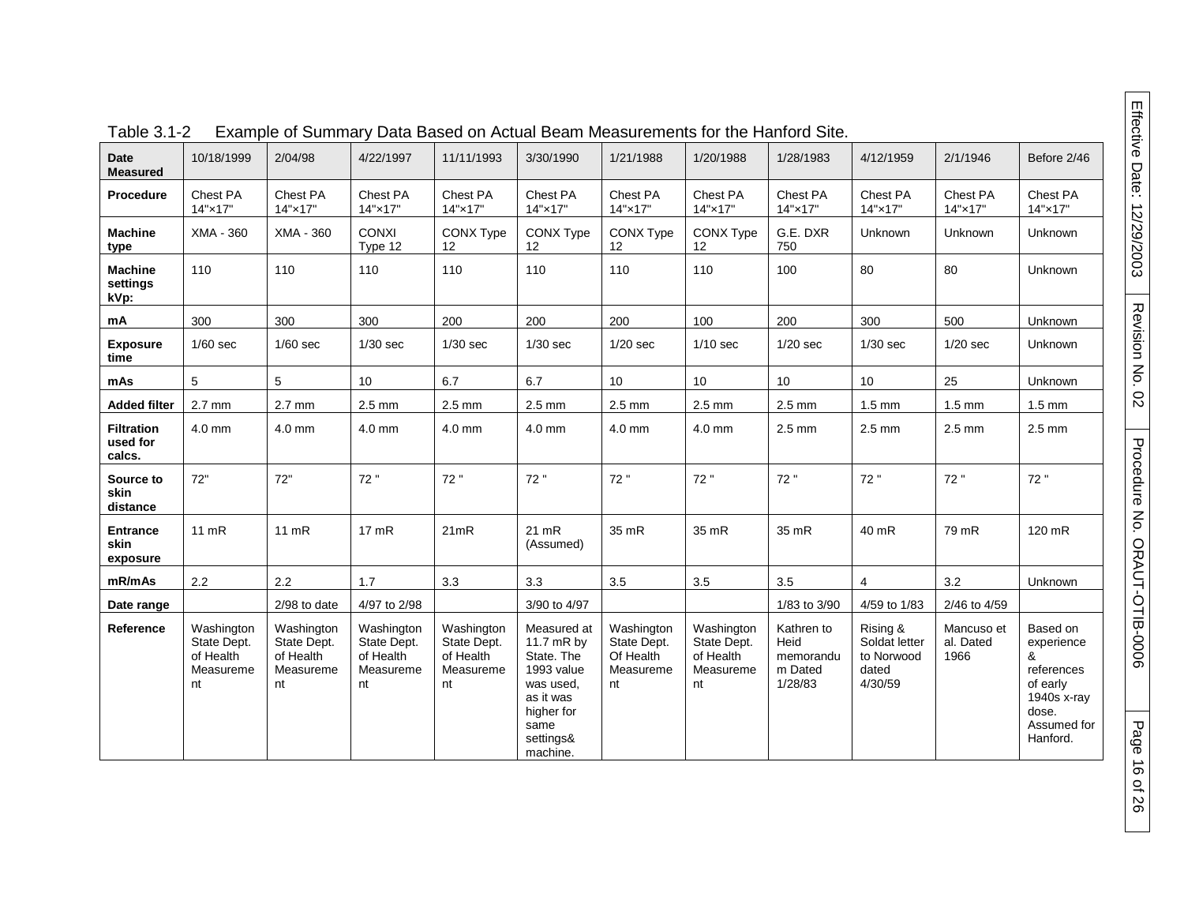Table 3.1-2 Example of Summary Data Based on Actual Beam Measurements for the Hanford Site.

| **Date Measured** | 10/18/1999 | 2/04/98 | 4/22/1997 | 11/11/1993 | 3/30/1990 | 1/21/1988 | 1/20/1988 | 1/28/1983 | 4/12/1959 | 2/1/1946 | Before 2/46 |
|---|---|---|---|---|---|---|---|---|---|---|---|
| **Procedure** | Chest PA 14"×17" | Chest PA 14"×17" | Chest PA 14"×17" | Chest PA 14"×17" | Chest PA 14"×17" | Chest PA 14"×17" | Chest PA 14"×17" | Chest PA 14"×17" | Chest PA 14"×17" | Chest PA 14"×17" | Chest PA 14"×17" |
| **Machine type** | XMA - 360 | XMA - 360 | CONXI Type 12 | CONX Type 12 | CONX Type 12 | CONX Type 12 | CONX Type 12 | G.E. DXR 750 | Unknown | Unknown | Unknown |
| **Machine settings kVp:** | 110 | 110 | 110 | 110 | 110 | 110 | 110 | 100 | 80 | 80 | Unknown |
| **mA** | 300 | 300 | 300 | 200 | 200 | 200 | 100 | 200 | 300 | 500 | Unknown |
| **Exposure time** | 1/60 sec | 1/60 sec | 1/30 sec | 1/30 sec | 1/30 sec | 1/20 sec | 1/10 sec | 1/20 sec | 1/30 sec | 1/20 sec | Unknown |
| **mAs** | 5 | 5 | 10 | 6.7 | 6.7 | 10 | 10 | 10 | 10 | 25 | Unknown |
| **Added filter** | 2.7 mm | 2.7 mm | 2.5 mm | 2.5 mm | 2.5 mm | 2.5 mm | 2.5 mm | 2.5 mm | 1.5 mm | 1.5 mm | 1.5 mm |
| **Filtration used for calcs.** | 4.0 mm | 4.0 mm | 4.0 mm | 4.0 mm | 4.0 mm | 4.0 mm | 4.0 mm | 2.5 mm | 2.5 mm | 2.5 mm | 2.5 mm |
| **Source to skin distance** | 72" | 72" | 72 " | 72 " | 72 " | 72 " | 72 " | 72 " | 72 " | 72 " | 72 " |
| **Entrance skin exposure** | 11 mR | 11 mR | 17 mR | 21mR | 21 mR (Assumed) | 35 mR | 35 mR | 35 mR | 40 mR | 79 mR | 120 mR |
| **mR/mAs** | 2.2 | 2.2 | 1.7 | 3.3 | 3.3 | 3.5 | 3.5 | 3.5 | 4 | 3.2 | Unknown |
| **Date range** | | 2/98 to date | 4/97 to 2/98 | | 3/90 to 4/97 | | | 1/83 to 3/90 | 4/59 to 1/83 | 2/46 to 4/59 | |
| **Reference** | Washington State Dept. of Health Measurement | Washington State Dept. of Health Measurement | Washington State Dept. of Health Measurement | Washington State Dept. of Health Measurement | Measured at 11.7 mR by State. The 1993 value was used, as it was higher for same settings& machine. | Washington State Dept. Of Health Measurement | Washington State Dept. of Health Measurement | Kathren to Heid memorandum Dated 1/28/83 | Rising & Soldat letter to Norwood dated 4/30/59 | Mancuso et al. Dated 1966 | Based on experience & references of early 1940s x-ray dose. Assumed for Hanford. |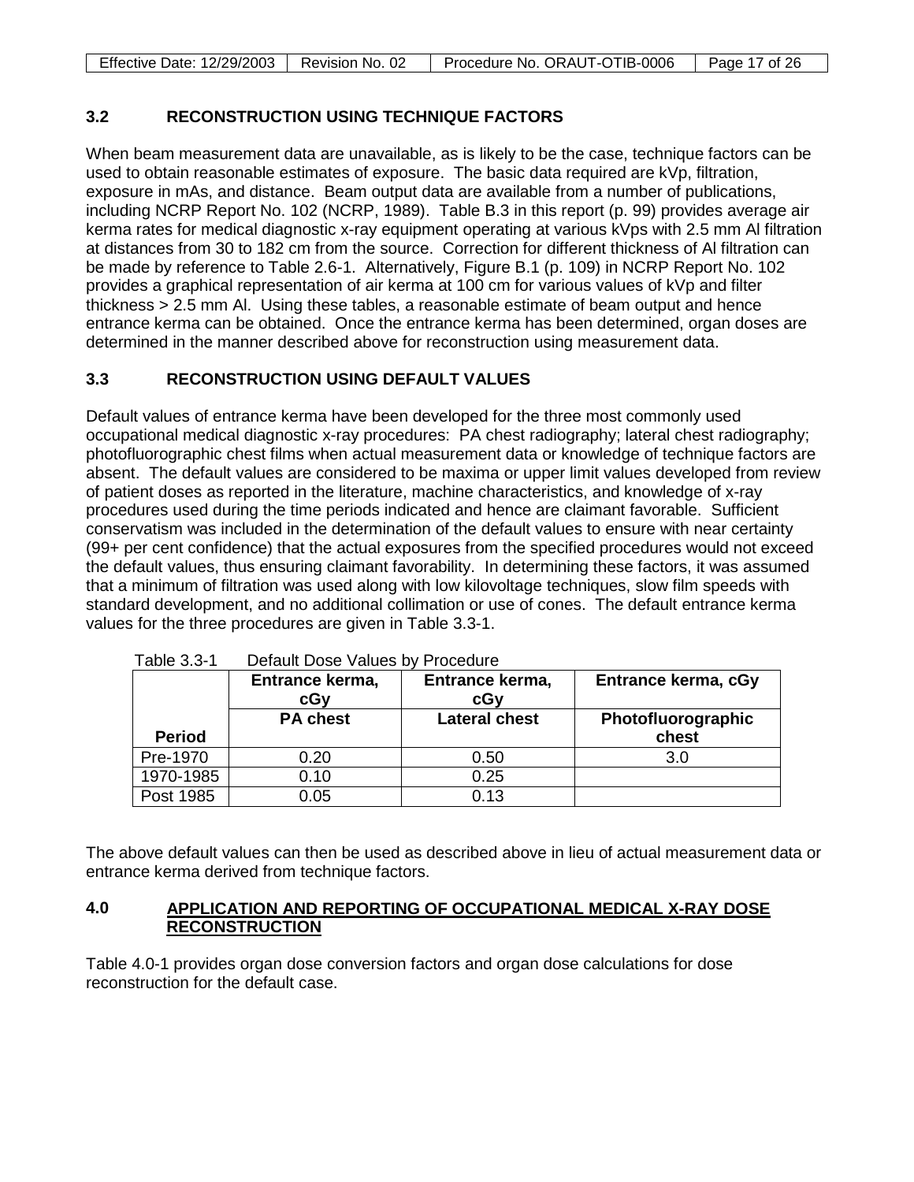### 3.2 RECONSTRUCTION USING TECHNIQUE FACTORS

When beam measurement data are unavailable, as is likely to be the case, technique factors can be used to obtain reasonable estimates of exposure. The basic data required are kVp, filtration, exposure in mAs, and distance. Beam output data are available from a number of publications, including NCRP Report No. 102 (NCRP, 1989). Table B.3 in this report (p. 99) provides average air kerma rates for medical diagnostic x-ray equipment operating at various kVps with 2.5 mm Al filtration at distances from 30 to 182 cm from the source. Correction for different thickness of Al filtration can be made by reference to Table 2.6-1. Alternatively, Figure B.1 (p. 109) in NCRP Report No. 102 provides a graphical representation of air kerma at 100 cm for various values of kVp and filter thickness > 2.5 mm Al. Using these tables, a reasonable estimate of beam output and hence entrance kerma can be obtained. Once the entrance kerma has been determined, organ doses are determined in the manner described above for reconstruction using measurement data.

### 3.3 RECONSTRUCTION USING DEFAULT VALUES

Default values of entrance kerma have been developed for the three most commonly used occupational medical diagnostic x-ray procedures: PA chest radiography; lateral chest radiography; photofluorographic chest films when actual measurement data or knowledge of technique factors are absent. The default values are considered to be maxima or upper limit values developed from review of patient doses as reported in the literature, machine characteristics, and knowledge of x-ray procedures used during the time periods indicated and hence are claimant favorable. Sufficient conservatism was included in the determination of the default values to ensure with near certainty (99+ per cent confidence) that the actual exposures from the specified procedures would not exceed the default values, thus ensuring claimant favorability. In determining these factors, it was assumed that a minimum of filtration was used along with low kilovoltage techniques, slow film speeds with standard development, and no additional collimation or use of cones. The default entrance kerma values for the three procedures are given in Table 3.3-1.

Table 3.3-1 Default Dose Values by Procedure

| | Entrance kerma, cGy | Entrance kerma, cGy | Entrance kerma, cGy |
|---|---|---|---|
| **Period** | **PA chest** | **Lateral chest** | **Photofluorographic chest** |
| Pre-1970 | 0.20 | 0.50 | 3.0 |
| 1970-1985 | 0.10 | 0.25 | |
| Post 1985 | 0.05 | 0.13 | |

The above default values can then be used as described above in lieu of actual measurement data or entrance kerma derived from technique factors.

## 4.0 APPLICATION AND REPORTING OF OCCUPATIONAL MEDICAL X-RAY DOSE RECONSTRUCTION

Table 4.0-1 provides organ dose conversion factors and organ dose calculations for dose reconstruction for the default case.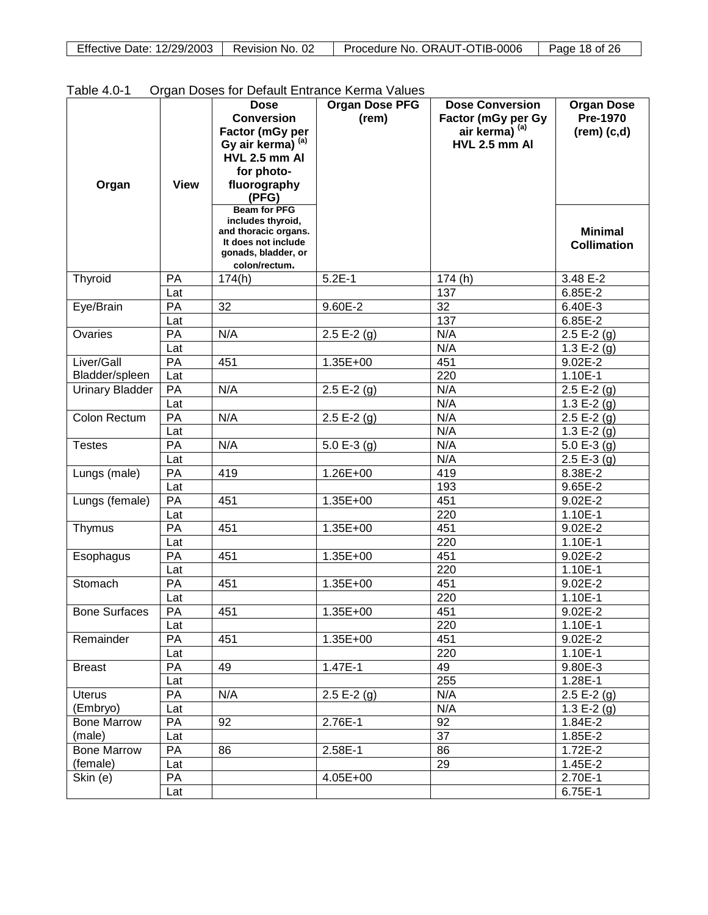Table 4.0-1 Organ Doses for Default Entrance Kerma Values

| Organ | View | Dose Conversion Factor (mGy per Gy air kerma) [(a)] HVL 2.5 mm Al for photo-fluorography (PFG)<br>Beam for PFG includes thyroid, and thoracic organs. It does not include gonads, bladder, or colon/rectum. | Organ Dose PFG (rem) | Dose Conversion Factor (mGy per Gy air kerma) [(a)] HVL 2.5 mm Al | Organ Dose Pre-1970 (rem) (c,d)<br>Minimal Collimation |
|---|---|---|---|---|---|
| Thyroid | PA | 174(h) | 5.2E-1 | 174 (h) | 3.48 E-2 |
| | Lat | | | 137 | 6.85E-2 |
| Eye/Brain | PA | 32 | 9.60E-2 | 32 | 6.40E-3 |
| | Lat | | | 137 | 6.85E-2 |
| Ovaries | PA | N/A | 2.5 E-2 (g) | N/A | 2.5 E-2 (g) |
| | Lat | | | N/A | 1.3 E-2 (g) |
| Liver/Gall Bladder/spleen | PA | 451 | 1.35E+00 | 451 | 9.02E-2 |
| | Lat | | | 220 | 1.10E-1 |
| Urinary Bladder | PA | N/A | 2.5 E-2 (g) | N/A | 2.5 E-2 (g) |
| | Lat | | | N/A | 1.3 E-2 (g) |
| Colon Rectum | PA | N/A | 2.5 E-2 (g) | N/A | 2.5 E-2 (g) |
| | Lat | | | N/A | 1.3 E-2 (g) |
| Testes | PA | N/A | 5.0 E-3 (g) | N/A | 5.0 E-3 (g) |
| | Lat | | | N/A | 2.5 E-3 (g) |
| Lungs (male) | PA | 419 | 1.26E+00 | 419 | 8.38E-2 |
| | Lat | | | 193 | 9.65E-2 |
| Lungs (female) | PA | 451 | 1.35E+00 | 451 | 9.02E-2 |
| | Lat | | | 220 | 1.10E-1 |
| Thymus | PA | 451 | 1.35E+00 | 451 | 9.02E-2 |
| | Lat | | | 220 | 1.10E-1 |
| Esophagus | PA | 451 | 1.35E+00 | 451 | 9.02E-2 |
| | Lat | | | 220 | 1.10E-1 |
| Stomach | PA | 451 | 1.35E+00 | 451 | 9.02E-2 |
| | Lat | | | 220 | 1.10E-1 |
| Bone Surfaces | PA | 451 | 1.35E+00 | 451 | 9.02E-2 |
| | Lat | | | 220 | 1.10E-1 |
| Remainder | PA | 451 | 1.35E+00 | 451 | 9.02E-2 |
| | Lat | | | 220 | 1.10E-1 |
| Breast | PA | 49 | 1.47E-1 | 49 | 9.80E-3 |
| | Lat | | | 255 | 1.28E-1 |
| Uterus (Embryo) | PA | N/A | 2.5 E-2 (g) | N/A | 2.5 E-2 (g) |
| | Lat | | | N/A | 1.3 E-2 (g) |
| Bone Marrow (male) | PA | 92 | 2.76E-1 | 92 | 1.84E-2 |
| | Lat | | | 37 | 1.85E-2 |
| Bone Marrow (female) | PA | 86 | 2.58E-1 | 86 | 1.72E-2 |
| | Lat | | | 29 | 1.45E-2 |
| Skin (e) | PA | | 4.05E+00 | | 2.70E-1 |
| | Lat | | | | 6.75E-1 |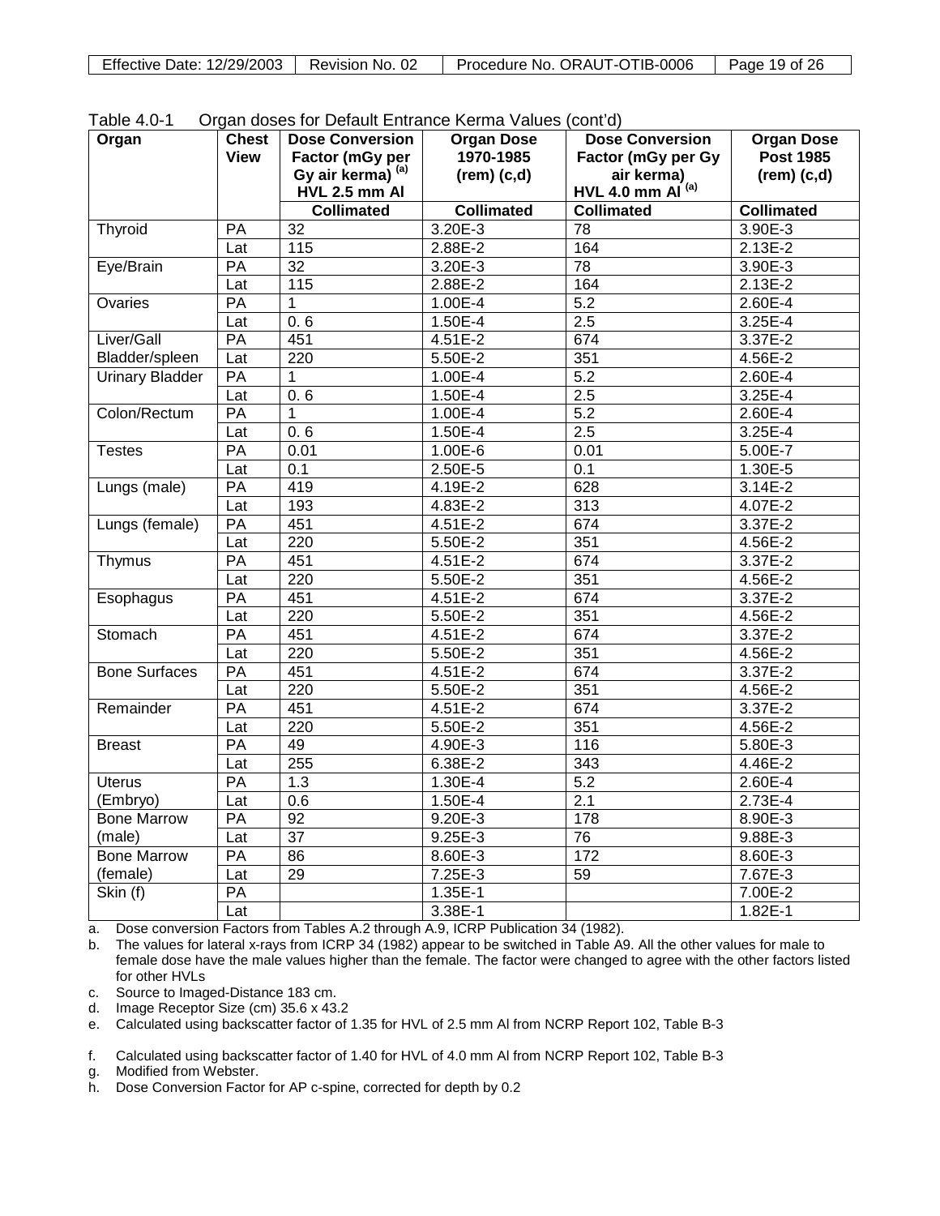Table 4.0-1 Organ doses for Default Entrance Kerma Values (cont'd)

| Organ | Chest View | Dose Conversion Factor (mGy per Gy air kerma) [(a)] HVL 2.5 mm Al | Organ Dose 1970-1985 (rem) (c,d) | Dose Conversion Factor (mGy per Gy air kerma) HVL 4.0 mm Al [(a)] | Organ Dose Post 1985 (rem) (c,d) |
|---|---|---|---|---|---|
| | | Collimated | Collimated | Collimated | Collimated |
| Thyroid | PA | 32 | 3.20E-3 | 78 | 3.90E-3 |
| | Lat | 115 | 2.88E-2 | 164 | 2.13E-2 |
| Eye/Brain | PA | 32 | 3.20E-3 | 78 | 3.90E-3 |
| | Lat | 115 | 2.88E-2 | 164 | 2.13E-2 |
| Ovaries | PA | 1 | 1.00E-4 | 5.2 | 2.60E-4 |
| | Lat | 0. 6 | 1.50E-4 | 2.5 | 3.25E-4 |
| Liver/Gall Bladder/spleen | PA | 451 | 4.51E-2 | 674 | 3.37E-2 |
| | Lat | 220 | 5.50E-2 | 351 | 4.56E-2 |
| Urinary Bladder | PA | 1 | 1.00E-4 | 5.2 | 2.60E-4 |
| | Lat | 0. 6 | 1.50E-4 | 2.5 | 3.25E-4 |
| Colon/Rectum | PA | 1 | 1.00E-4 | 5.2 | 2.60E-4 |
| | Lat | 0. 6 | 1.50E-4 | 2.5 | 3.25E-4 |
| Testes | PA | 0.01 | 1.00E-6 | 0.01 | 5.00E-7 |
| | Lat | 0.1 | 2.50E-5 | 0.1 | 1.30E-5 |
| Lungs (male) | PA | 419 | 4.19E-2 | 628 | 3.14E-2 |
| | Lat | 193 | 4.83E-2 | 313 | 4.07E-2 |
| Lungs (female) | PA | 451 | 4.51E-2 | 674 | 3.37E-2 |
| | Lat | 220 | 5.50E-2 | 351 | 4.56E-2 |
| Thymus | PA | 451 | 4.51E-2 | 674 | 3.37E-2 |
| | Lat | 220 | 5.50E-2 | 351 | 4.56E-2 |
| Esophagus | PA | 451 | 4.51E-2 | 674 | 3.37E-2 |
| | Lat | 220 | 5.50E-2 | 351 | 4.56E-2 |
| Stomach | PA | 451 | 4.51E-2 | 674 | 3.37E-2 |
| | Lat | 220 | 5.50E-2 | 351 | 4.56E-2 |
| Bone Surfaces | PA | 451 | 4.51E-2 | 674 | 3.37E-2 |
| | Lat | 220 | 5.50E-2 | 351 | 4.56E-2 |
| Remainder | PA | 451 | 4.51E-2 | 674 | 3.37E-2 |
| | Lat | 220 | 5.50E-2 | 351 | 4.56E-2 |
| Breast | PA | 49 | 4.90E-3 | 116 | 5.80E-3 |
| | Lat | 255 | 6.38E-2 | 343 | 4.46E-2 |
| Uterus (Embryo) | PA | 1.3 | 1.30E-4 | 5.2 | 2.60E-4 |
| | Lat | 0.6 | 1.50E-4 | 2.1 | 2.73E-4 |
| Bone Marrow (male) | PA | 92 | 9.20E-3 | 178 | 8.90E-3 |
| | Lat | 37 | 9.25E-3 | 76 | 9.88E-3 |
| Bone Marrow (female) | PA | 86 | 8.60E-3 | 172 | 8.60E-3 |
| | Lat | 29 | 7.25E-3 | 59 | 7.67E-3 |
| Skin (f) | PA | | 1.35E-1 | | 7.00E-2 |
| | Lat | | 3.38E-1 | | 1.82E-1 |

a. Dose conversion Factors from Tables A.2 through A.9, ICRP Publication 34 (1982).

b. The values for lateral x-rays from ICRP 34 (1982) appear to be switched in Table A9. All the other values for male to female dose have the male values higher than the female. The factor were changed to agree with the other factors listed for other HVLs

c. Source to Imaged-Distance 183 cm.

d. Image Receptor Size (cm) 35.6 x 43.2

e. Calculated using backscatter factor of 1.35 for HVL of 2.5 mm Al from NCRP Report 102, Table B-3

f. Calculated using backscatter factor of 1.40 for HVL of 4.0 mm Al from NCRP Report 102, Table B-3

g. Modified from Webster.

h. Dose Conversion Factor for AP c-spine, corrected for depth by 0.2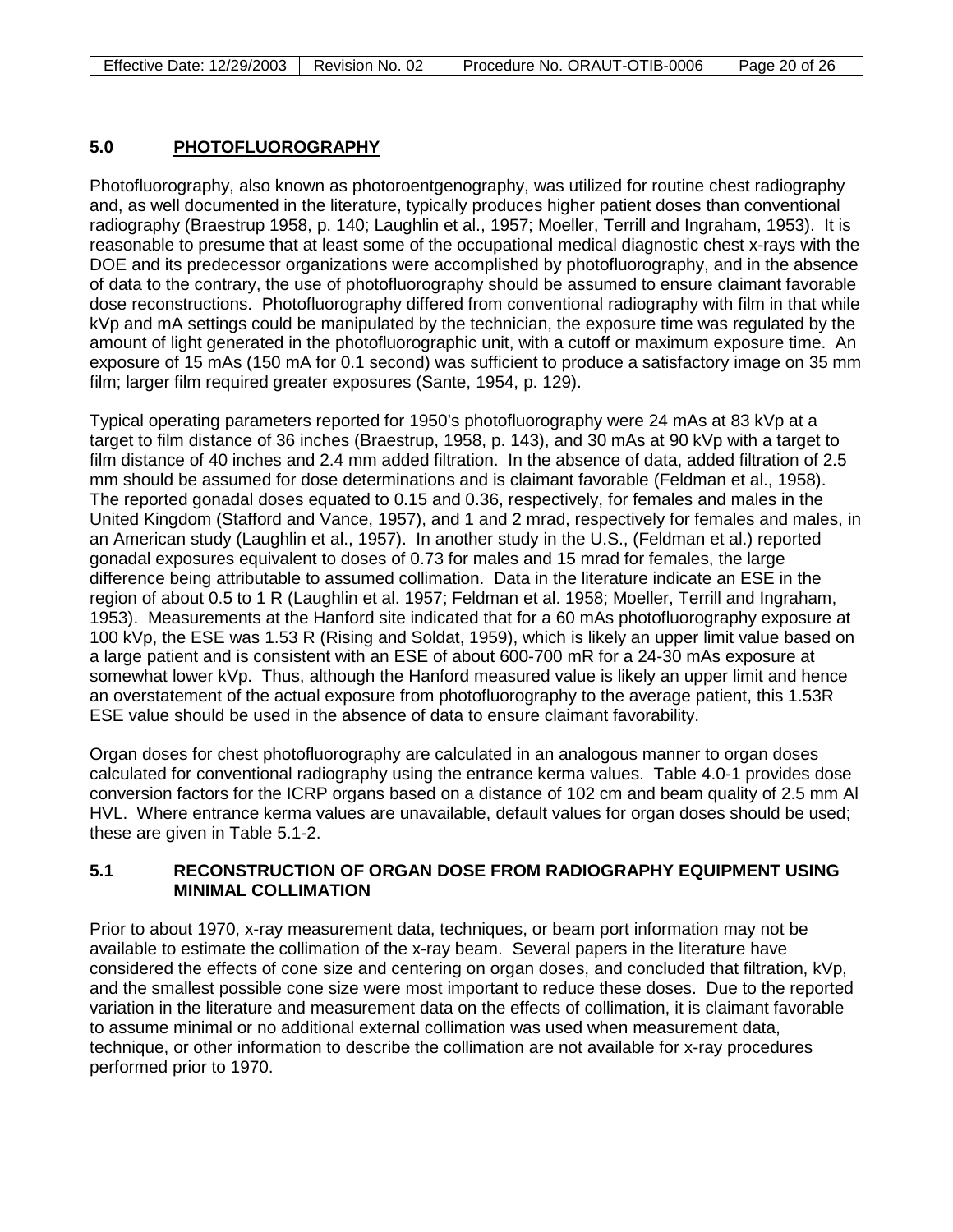## 5.0 PHOTOFLUOROGRAPHY

Photofluorography, also known as photoroentgenography, was utilized for routine chest radiography and, as well documented in the literature, typically produces higher patient doses than conventional radiography (Braestrup 1958, p. 140; Laughlin et al., 1957; Moeller, Terrill and Ingraham, 1953). It is reasonable to presume that at least some of the occupational medical diagnostic chest x-rays with the DOE and its predecessor organizations were accomplished by photofluorography, and in the absence of data to the contrary, the use of photofluorography should be assumed to ensure claimant favorable dose reconstructions. Photofluorography differed from conventional radiography with film in that while kVp and mA settings could be manipulated by the technician, the exposure time was regulated by the amount of light generated in the photofluorographic unit, with a cutoff or maximum exposure time. An exposure of 15 mAs (150 mA for 0.1 second) was sufficient to produce a satisfactory image on 35 mm film; larger film required greater exposures (Sante, 1954, p. 129).

Typical operating parameters reported for 1950's photofluorography were 24 mAs at 83 kVp at a target to film distance of 36 inches (Braestrup, 1958, p. 143), and 30 mAs at 90 kVp with a target to film distance of 40 inches and 2.4 mm added filtration. In the absence of data, added filtration of 2.5 mm should be assumed for dose determinations and is claimant favorable (Feldman et al., 1958). The reported gonadal doses equated to 0.15 and 0.36, respectively, for females and males in the United Kingdom (Stafford and Vance, 1957), and 1 and 2 mrad, respectively for females and males, in an American study (Laughlin et al., 1957). In another study in the U.S., (Feldman et al.) reported gonadal exposures equivalent to doses of 0.73 for males and 15 mrad for females, the large difference being attributable to assumed collimation. Data in the literature indicate an ESE in the region of about 0.5 to 1 R (Laughlin et al. 1957; Feldman et al. 1958; Moeller, Terrill and Ingraham, 1953). Measurements at the Hanford site indicated that for a 60 mAs photofluorography exposure at 100 kVp, the ESE was 1.53 R (Rising and Soldat, 1959), which is likely an upper limit value based on a large patient and is consistent with an ESE of about 600-700 mR for a 24-30 mAs exposure at somewhat lower kVp. Thus, although the Hanford measured value is likely an upper limit and hence an overstatement of the actual exposure from photofluorography to the average patient, this 1.53R ESE value should be used in the absence of data to ensure claimant favorability.

Organ doses for chest photofluorography are calculated in an analogous manner to organ doses calculated for conventional radiography using the entrance kerma values. Table 4.0-1 provides dose conversion factors for the ICRP organs based on a distance of 102 cm and beam quality of 2.5 mm Al HVL. Where entrance kerma values are unavailable, default values for organ doses should be used; these are given in Table 5.1-2.

### 5.1 RECONSTRUCTION OF ORGAN DOSE FROM RADIOGRAPHY EQUIPMENT USING MINIMAL COLLIMATION

Prior to about 1970, x-ray measurement data, techniques, or beam port information may not be available to estimate the collimation of the x-ray beam. Several papers in the literature have considered the effects of cone size and centering on organ doses, and concluded that filtration, kVp, and the smallest possible cone size were most important to reduce these doses. Due to the reported variation in the literature and measurement data on the effects of collimation, it is claimant favorable to assume minimal or no additional external collimation was used when measurement data, technique, or other information to describe the collimation are not available for x-ray procedures performed prior to 1970.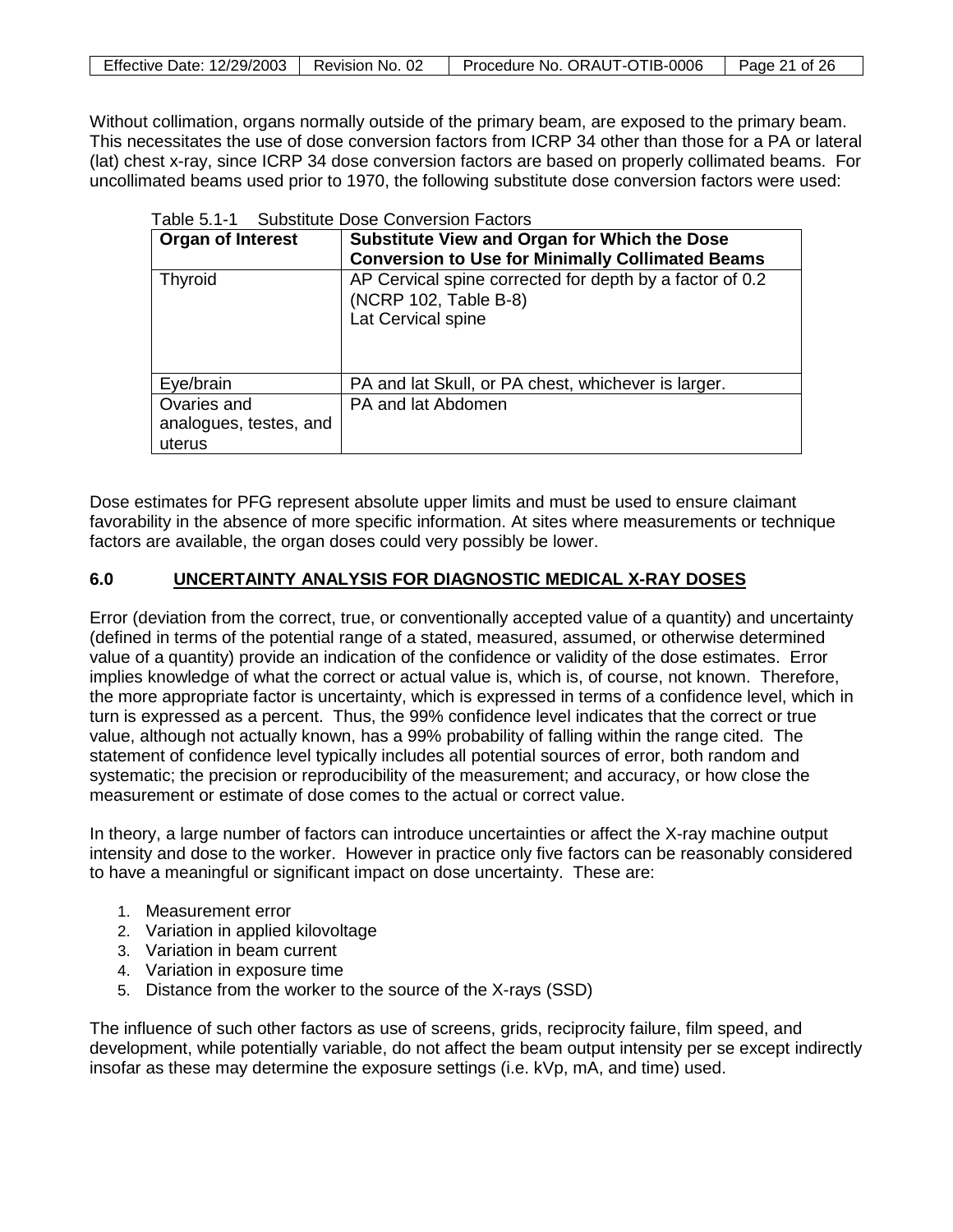Without collimation, organs normally outside of the primary beam, are exposed to the primary beam. This necessitates the use of dose conversion factors from ICRP 34 other than those for a PA or lateral (lat) chest x-ray, since ICRP 34 dose conversion factors are based on properly collimated beams. For uncollimated beams used prior to 1970, the following substitute dose conversion factors were used:

Table 5.1-1 Substitute Dose Conversion Factors

| Organ of Interest | Substitute View and Organ for Which the Dose Conversion to Use for Minimally Collimated Beams |
|---|---|
| Thyroid | AP Cervical spine corrected for depth by a factor of 0.2 (NCRP 102, Table B-8)<br>Lat Cervical spine |
| Eye/brain | PA and lat Skull, or PA chest, whichever is larger. |
| Ovaries and analogues, testes, and uterus | PA and lat Abdomen |

Dose estimates for PFG represent absolute upper limits and must be used to ensure claimant favorability in the absence of more specific information. At sites where measurements or technique factors are available, the organ doses could very possibly be lower.

## 6.0 UNCERTAINTY ANALYSIS FOR DIAGNOSTIC MEDICAL X-RAY DOSES

Error (deviation from the correct, true, or conventionally accepted value of a quantity) and uncertainty (defined in terms of the potential range of a stated, measured, assumed, or otherwise determined value of a quantity) provide an indication of the confidence or validity of the dose estimates. Error implies knowledge of what the correct or actual value is, which is, of course, not known. Therefore, the more appropriate factor is uncertainty, which is expressed in terms of a confidence level, which in turn is expressed as a percent. Thus, the 99% confidence level indicates that the correct or true value, although not actually known, has a 99% probability of falling within the range cited. The statement of confidence level typically includes all potential sources of error, both random and systematic; the precision or reproducibility of the measurement; and accuracy, or how close the measurement or estimate of dose comes to the actual or correct value.

In theory, a large number of factors can introduce uncertainties or affect the X-ray machine output intensity and dose to the worker. However in practice only five factors can be reasonably considered to have a meaningful or significant impact on dose uncertainty. These are:

1. Measurement error
2. Variation in applied kilovoltage
3. Variation in beam current
4. Variation in exposure time
5. Distance from the worker to the source of the X-rays (SSD)

The influence of such other factors as use of screens, grids, reciprocity failure, film speed, and development, while potentially variable, do not affect the beam output intensity per se except indirectly insofar as these may determine the exposure settings (i.e. kVp, mA, and time) used.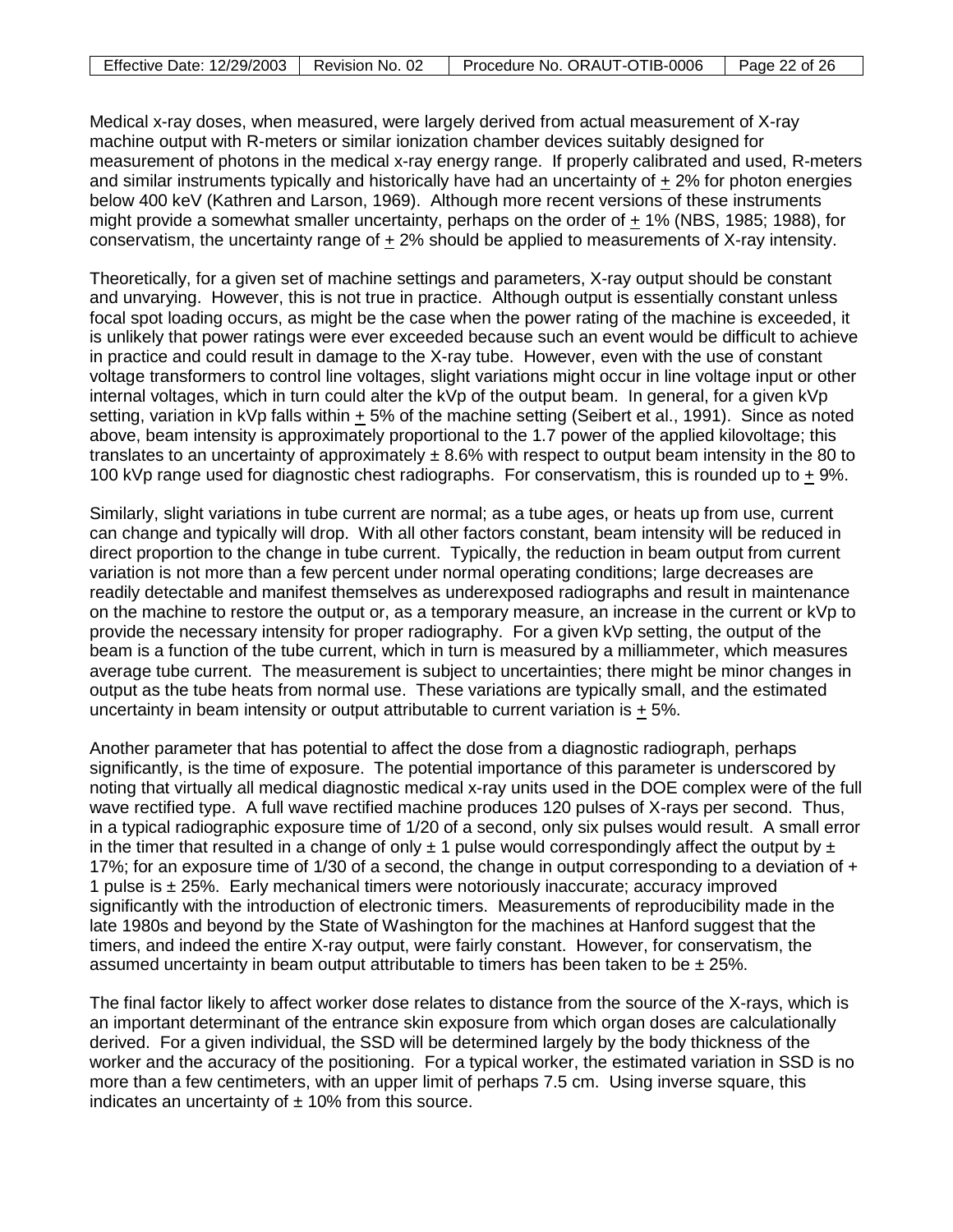Medical x-ray doses, when measured, were largely derived from actual measurement of X-ray machine output with R-meters or similar ionization chamber devices suitably designed for measurement of photons in the medical x-ray energy range. If properly calibrated and used, R-meters and similar instruments typically and historically have had an uncertainty of ± 2% for photon energies below 400 keV (Kathren and Larson, 1969). Although more recent versions of these instruments might provide a somewhat smaller uncertainty, perhaps on the order of ± 1% (NBS, 1985; 1988), for conservatism, the uncertainty range of ± 2% should be applied to measurements of X-ray intensity.

Theoretically, for a given set of machine settings and parameters, X-ray output should be constant and unvarying. However, this is not true in practice. Although output is essentially constant unless focal spot loading occurs, as might be the case when the power rating of the machine is exceeded, it is unlikely that power ratings were ever exceeded because such an event would be difficult to achieve in practice and could result in damage to the X-ray tube. However, even with the use of constant voltage transformers to control line voltages, slight variations might occur in line voltage input or other internal voltages, which in turn could alter the kVp of the output beam. In general, for a given kVp setting, variation in kVp falls within ± 5% of the machine setting (Seibert et al., 1991). Since as noted above, beam intensity is approximately proportional to the 1.7 power of the applied kilovoltage; this translates to an uncertainty of approximately ± 8.6% with respect to output beam intensity in the 80 to 100 kVp range used for diagnostic chest radiographs. For conservatism, this is rounded up to ± 9%.

Similarly, slight variations in tube current are normal; as a tube ages, or heats up from use, current can change and typically will drop. With all other factors constant, beam intensity will be reduced in direct proportion to the change in tube current. Typically, the reduction in beam output from current variation is not more than a few percent under normal operating conditions; large decreases are readily detectable and manifest themselves as underexposed radiographs and result in maintenance on the machine to restore the output or, as a temporary measure, an increase in the current or kVp to provide the necessary intensity for proper radiography. For a given kVp setting, the output of the beam is a function of the tube current, which in turn is measured by a milliammeter, which measures average tube current. The measurement is subject to uncertainties; there might be minor changes in output as the tube heats from normal use. These variations are typically small, and the estimated uncertainty in beam intensity or output attributable to current variation is ± 5%.

Another parameter that has potential to affect the dose from a diagnostic radiograph, perhaps significantly, is the time of exposure. The potential importance of this parameter is underscored by noting that virtually all medical diagnostic medical x-ray units used in the DOE complex were of the full wave rectified type. A full wave rectified machine produces 120 pulses of X-rays per second. Thus, in a typical radiographic exposure time of 1/20 of a second, only six pulses would result. A small error in the timer that resulted in a change of only ± 1 pulse would correspondingly affect the output by ± 17%; for an exposure time of 1/30 of a second, the change in output corresponding to a deviation of + 1 pulse is ± 25%. Early mechanical timers were notoriously inaccurate; accuracy improved significantly with the introduction of electronic timers. Measurements of reproducibility made in the late 1980s and beyond by the State of Washington for the machines at Hanford suggest that the timers, and indeed the entire X-ray output, were fairly constant. However, for conservatism, the assumed uncertainty in beam output attributable to timers has been taken to be ± 25%.

The final factor likely to affect worker dose relates to distance from the source of the X-rays, which is an important determinant of the entrance skin exposure from which organ doses are calculationally derived. For a given individual, the SSD will be determined largely by the body thickness of the worker and the accuracy of the positioning. For a typical worker, the estimated variation in SSD is no more than a few centimeters, with an upper limit of perhaps 7.5 cm. Using inverse square, this indicates an uncertainty of ± 10% from this source.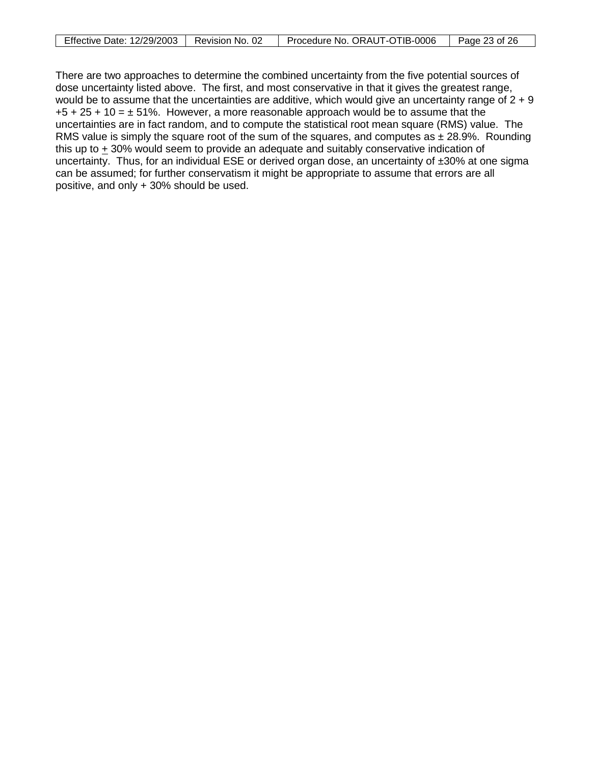There are two approaches to determine the combined uncertainty from the five potential sources of dose uncertainty listed above. The first, and most conservative in that it gives the greatest range, would be to assume that the uncertainties are additive, which would give an uncertainty range of 2 + 9 +5 + 25 + 10 = ± 51%. However, a more reasonable approach would be to assume that the uncertainties are in fact random, and to compute the statistical root mean square (RMS) value. The RMS value is simply the square root of the sum of the squares, and computes as ± 28.9%. Rounding this up to ± 30% would seem to provide an adequate and suitably conservative indication of uncertainty. Thus, for an individual ESE or derived organ dose, an uncertainty of ±30% at one sigma can be assumed; for further conservatism it might be appropriate to assume that errors are all positive, and only + 30% should be used.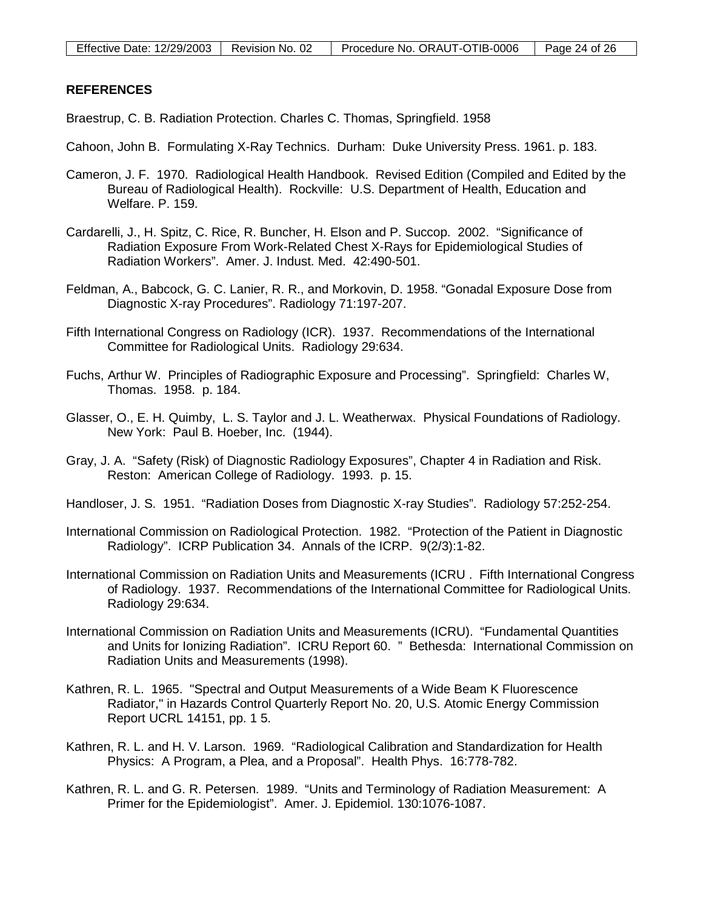## REFERENCES

Braestrup, C. B. Radiation Protection. Charles C. Thomas, Springfield. 1958

Cahoon, John B. Formulating X-Ray Technics. Durham: Duke University Press. 1961. p. 183.

Cameron, J. F. 1970. Radiological Health Handbook. Revised Edition (Compiled and Edited by the Bureau of Radiological Health). Rockville: U.S. Department of Health, Education and Welfare. P. 159.

Cardarelli, J., H. Spitz, C. Rice, R. Buncher, H. Elson and P. Succop. 2002. "Significance of Radiation Exposure From Work-Related Chest X-Rays for Epidemiological Studies of Radiation Workers". Amer. J. Indust. Med. 42:490-501.

Feldman, A., Babcock, G. C. Lanier, R. R., and Morkovin, D. 1958. "Gonadal Exposure Dose from Diagnostic X-ray Procedures". Radiology 71:197-207.

Fifth International Congress on Radiology (ICR). 1937. Recommendations of the International Committee for Radiological Units. Radiology 29:634.

Fuchs, Arthur W. Principles of Radiographic Exposure and Processing". Springfield: Charles W, Thomas. 1958. p. 184.

Glasser, O., E. H. Quimby, L. S. Taylor and J. L. Weatherwax. Physical Foundations of Radiology. New York: Paul B. Hoeber, Inc. (1944).

Gray, J. A. "Safety (Risk) of Diagnostic Radiology Exposures", Chapter 4 in Radiation and Risk. Reston: American College of Radiology. 1993. p. 15.

Handloser, J. S. 1951. "Radiation Doses from Diagnostic X-ray Studies". Radiology 57:252-254.

International Commission on Radiological Protection. 1982. "Protection of the Patient in Diagnostic Radiology". ICRP Publication 34. Annals of the ICRP. 9(2/3):1-82.

International Commission on Radiation Units and Measurements (ICRU . Fifth International Congress of Radiology. 1937. Recommendations of the International Committee for Radiological Units. Radiology 29:634.

International Commission on Radiation Units and Measurements (ICRU). "Fundamental Quantities and Units for Ionizing Radiation". ICRU Report 60. " Bethesda: International Commission on Radiation Units and Measurements (1998).

Kathren, R. L. 1965. "Spectral and Output Measurements of a Wide Beam K Fluorescence Radiator," in Hazards Control Quarterly Report No. 20, U.S. Atomic Energy Commission Report UCRL 14151, pp. 1 5.

Kathren, R. L. and H. V. Larson. 1969. "Radiological Calibration and Standardization for Health Physics: A Program, a Plea, and a Proposal". Health Phys. 16:778-782.

Kathren, R. L. and G. R. Petersen. 1989. "Units and Terminology of Radiation Measurement: A Primer for the Epidemiologist". Amer. J. Epidemiol. 130:1076-1087.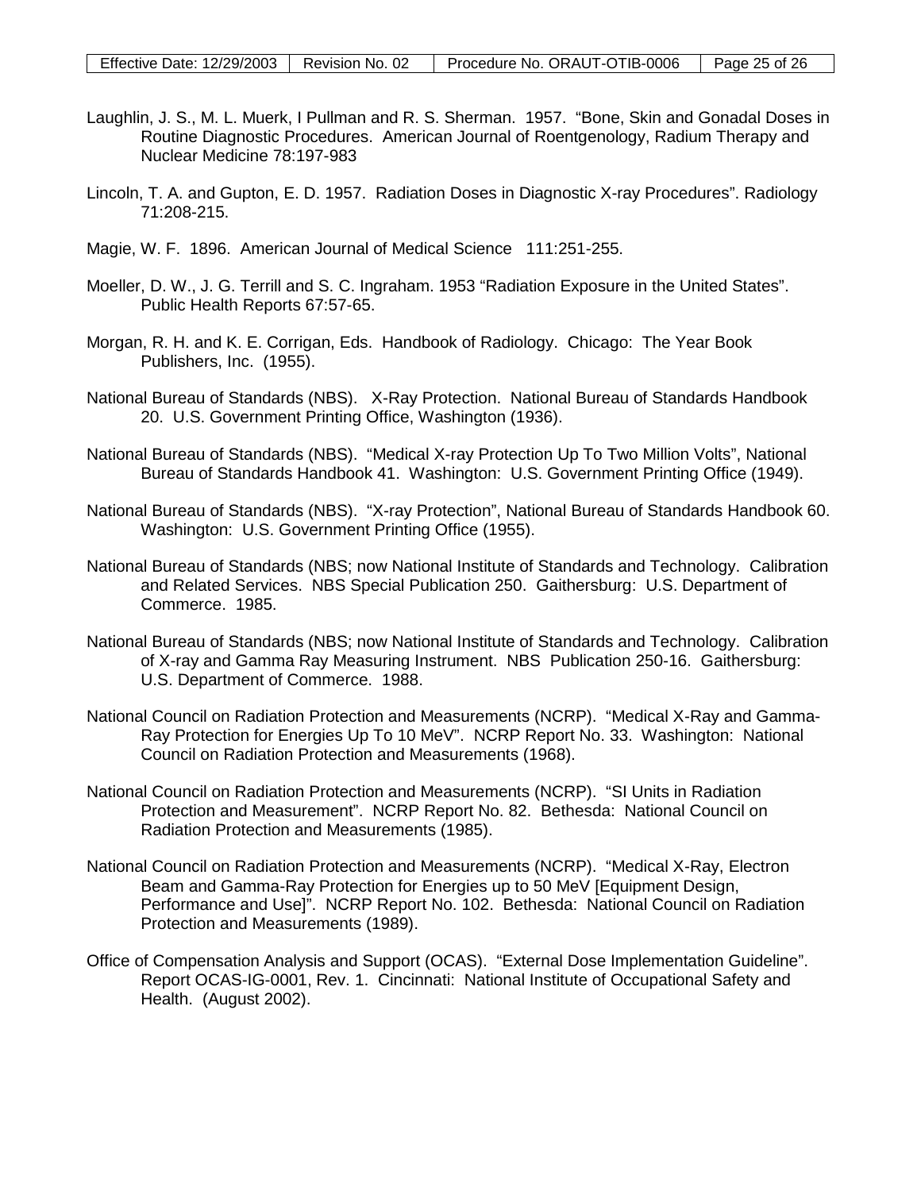Laughlin, J. S., M. L. Muerk, I Pullman and R. S. Sherman. 1957. "Bone, Skin and Gonadal Doses in Routine Diagnostic Procedures. American Journal of Roentgenology, Radium Therapy and Nuclear Medicine 78:197-983

Lincoln, T. A. and Gupton, E. D. 1957. Radiation Doses in Diagnostic X-ray Procedures". Radiology 71:208-215.

Magie, W. F. 1896. American Journal of Medical Science 111:251-255.

Moeller, D. W., J. G. Terrill and S. C. Ingraham. 1953 "Radiation Exposure in the United States". Public Health Reports 67:57-65.

Morgan, R. H. and K. E. Corrigan, Eds. Handbook of Radiology. Chicago: The Year Book Publishers, Inc. (1955).

National Bureau of Standards (NBS). X-Ray Protection. National Bureau of Standards Handbook 20. U.S. Government Printing Office, Washington (1936).

National Bureau of Standards (NBS). "Medical X-ray Protection Up To Two Million Volts", National Bureau of Standards Handbook 41. Washington: U.S. Government Printing Office (1949).

National Bureau of Standards (NBS). "X-ray Protection", National Bureau of Standards Handbook 60. Washington: U.S. Government Printing Office (1955).

National Bureau of Standards (NBS; now National Institute of Standards and Technology. Calibration and Related Services. NBS Special Publication 250. Gaithersburg: U.S. Department of Commerce. 1985.

National Bureau of Standards (NBS; now National Institute of Standards and Technology. Calibration of X-ray and Gamma Ray Measuring Instrument. NBS Publication 250-16. Gaithersburg: U.S. Department of Commerce. 1988.

National Council on Radiation Protection and Measurements (NCRP). "Medical X-Ray and Gamma-Ray Protection for Energies Up To 10 MeV". NCRP Report No. 33. Washington: National Council on Radiation Protection and Measurements (1968).

National Council on Radiation Protection and Measurements (NCRP). "SI Units in Radiation Protection and Measurement". NCRP Report No. 82. Bethesda: National Council on Radiation Protection and Measurements (1985).

National Council on Radiation Protection and Measurements (NCRP). "Medical X-Ray, Electron Beam and Gamma-Ray Protection for Energies up to 50 MeV [Equipment Design, Performance and Use]". NCRP Report No. 102. Bethesda: National Council on Radiation Protection and Measurements (1989).

Office of Compensation Analysis and Support (OCAS). "External Dose Implementation Guideline". Report OCAS-IG-0001, Rev. 1. Cincinnati: National Institute of Occupational Safety and Health. (August 2002).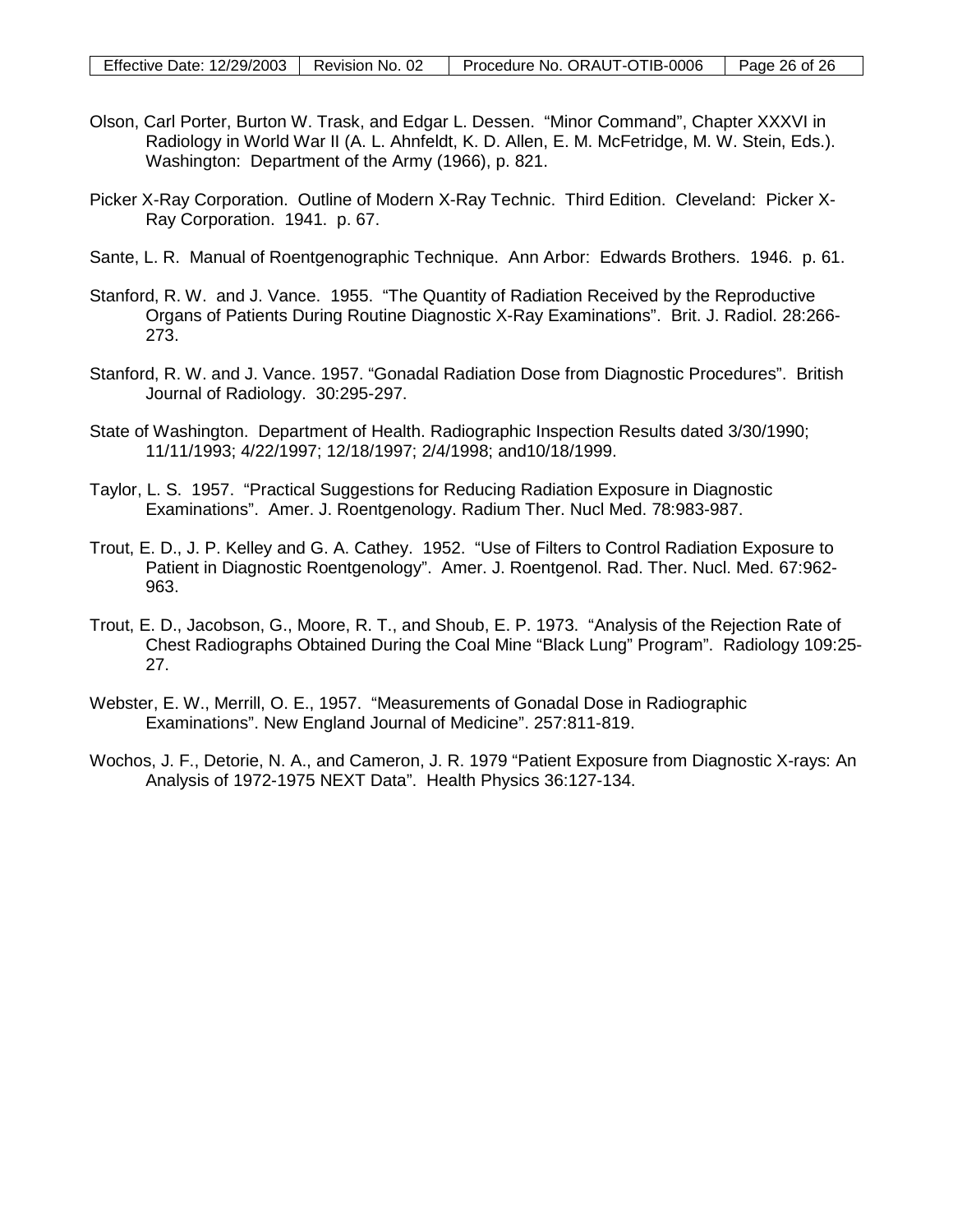Olson, Carl Porter, Burton W. Trask, and Edgar L. Dessen. "Minor Command", Chapter XXXVI in Radiology in World War II (A. L. Ahnfeldt, K. D. Allen, E. M. McFetridge, M. W. Stein, Eds.). Washington: Department of the Army (1966), p. 821.

Picker X-Ray Corporation. Outline of Modern X-Ray Technic. Third Edition. Cleveland: Picker X-Ray Corporation. 1941. p. 67.

Sante, L. R. Manual of Roentgenographic Technique. Ann Arbor: Edwards Brothers. 1946. p. 61.

Stanford, R. W. and J. Vance. 1955. "The Quantity of Radiation Received by the Reproductive Organs of Patients During Routine Diagnostic X-Ray Examinations". Brit. J. Radiol. 28:266-273.

Stanford, R. W. and J. Vance. 1957. "Gonadal Radiation Dose from Diagnostic Procedures". British Journal of Radiology. 30:295-297.

State of Washington. Department of Health. Radiographic Inspection Results dated 3/30/1990; 11/11/1993; 4/22/1997; 12/18/1997; 2/4/1998; and10/18/1999.

Taylor, L. S. 1957. "Practical Suggestions for Reducing Radiation Exposure in Diagnostic Examinations". Amer. J. Roentgenology. Radium Ther. Nucl Med. 78:983-987.

Trout, E. D., J. P. Kelley and G. A. Cathey. 1952. "Use of Filters to Control Radiation Exposure to Patient in Diagnostic Roentgenology". Amer. J. Roentgenol. Rad. Ther. Nucl. Med. 67:962-963.

Trout, E. D., Jacobson, G., Moore, R. T., and Shoub, E. P. 1973. "Analysis of the Rejection Rate of Chest Radiographs Obtained During the Coal Mine "Black Lung" Program". Radiology 109:25-27.

Webster, E. W., Merrill, O. E., 1957. "Measurements of Gonadal Dose in Radiographic Examinations". New England Journal of Medicine". 257:811-819.

Wochos, J. F., Detorie, N. A., and Cameron, J. R. 1979 "Patient Exposure from Diagnostic X-rays: An Analysis of 1972-1975 NEXT Data". Health Physics 36:127-134.